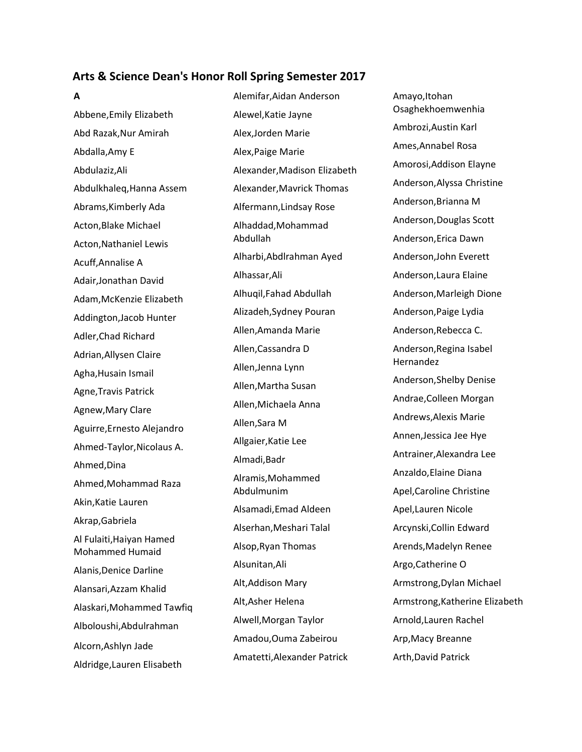# Arts & Science Dean's Honor Roll Spring Semester 2017

**A**

Abbene,Emily Elizabeth

Abd Razak,Nur Amirah

Abdalla,Amy E

Abdulaziz,Ali

Abdulkhaleq,Hanna Assem

Abrams,Kimberly Ada

Acton,Blake Michael

Acton,Nathaniel Lewis

Acuff,Annalise A

Adair,Jonathan David

Adam,McKenzie Elizabeth

Addington,Jacob Hunter

Adler,Chad Richard

Adrian,Allysen Claire

Agha,Husain Ismail

Agne,Travis Patrick

Agnew,Mary Clare

Aguirre,Ernesto Alejandro

Ahmed-Taylor,Nicolaus A.

Ahmed,Dina

Ahmed,Mohammad Raza

Akin,Katie Lauren

Akrap,Gabriela

Al Fulaiti,Haiyan Hamed Mohammed Humaid

Alanis,Denice Darline

Alansari,Azzam Khalid

Alaskari,Mohammed Tawfiq

Albloushi,Abdulrahman

Alcorn,Ashlyn Jade

Aldridge,Lauren Elisabeth

Alemifar,Aidan Anderson

Alewel,Katie Jayne

Alex,Jorden Marie

Alex,Paige Marie

Alexander,Madison Elizabeth

Alexander,Mavrick Thomas

Alfermann,Lindsay Rose

Alhaddad,Mohammad Abdullah

Alharbi,Abdlrahman Ayed

Alhassar,Ali

Alhuqil,Fahad Abdullah

Alizadeh,Sydney Pouran

Allen,Amanda Marie

Allen,Cassandra D

Allen,Jenna Lynn

Allen,Martha Susan

Allen,Michaela Anna

Allen,Sara M

Allgaier,Katie Lee

Almadi,Badr

Alramis,Mohammed Abdulmunim

Alsamadi,Emad Aldeen

Alserhan,Meshari Talal

Alsop,Ryan Thomas

Alsunitan,Ali

Alt,Addison Mary

Alt,Asher Helena

Alwell,Morgan Taylor

Amadou,Ouma Zabeirou

Amatetti,Alexander Patrick

Amayo,Itohan Osaghekhoemwenhia

Ambrozi,Austin Karl

Ames,Annabel Rosa

Amorosi,Addison Elayne

Anderson,Alyssa Christine

Anderson,Brianna M

Anderson,Douglas Scott

Anderson,Erica Dawn

Anderson,John Everett

Anderson,Laura Elaine

Anderson,Marleigh Dione

Anderson,Paige Lydia

Anderson,Rebecca C.

Anderson,Regina Isabel Hernandez

Anderson,Shelby Denise

Andrae,Colleen Morgan

Andrews,Alexis Marie

Annen,Jessica Jee Hye

Antrainer,Alexandra Lee

Anzaldo,Elaine Diana

Apel,Caroline Christine

Apel,Lauren Nicole

Arcynski,Collin Edward

Arends,Madelyn Renee

Argo,Catherine O

Armstrong,Dylan Michael

Armstrong,Katherine Elizabeth

Arnold,Lauren Rachel

Arp,Macy Breanne

Arth,David Patrick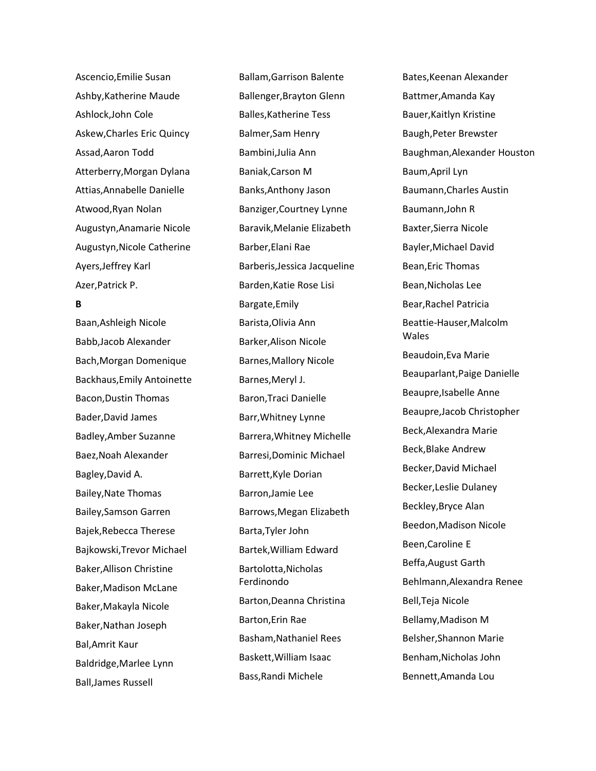Ascencio,Emilie Susan

Ashby,Katherine Maude

Ashlock,John Cole

Askew,Charles Eric Quincy

Assad,Aaron Todd

Atterberry,Morgan Dylana

Attias,Annabelle Danielle

Atwood,Ryan Nolan

Augustyn,Anamarie Nicole

Augustyn,Nicole Catherine

Ayers,Jeffrey Karl

Azer,Patrick P.

**B**

Baan,Ashleigh Nicole

Babb,Jacob Alexander

Bach,Morgan Domenique

Backhaus,Emily Antoinette

Bacon,Dustin Thomas

Bader,David James

Badley,Amber Suzanne

Baez,Noah Alexander

Bagley,David A.

Bailey,Nate Thomas

Bailey,Samson Garren

Bajek,Rebecca Therese

Bajkowski,Trevor Michael

Baker,Allison Christine

Baker,Madison McLane

Baker,Makayla Nicole

Baker,Nathan Joseph

Bal,Amrit Kaur

Baldridge,Marlee Lynn

Ball,James Russell

Ballam,Garrison Balente

Ballenger,Brayton Glenn

Balles,Katherine Tess

Balmer,Sam Henry

Bambini,Julia Ann

Baniak,Carson M

Banks,Anthony Jason

Banziger,Courtney Lynne

Baravik,Melanie Elizabeth

Barber,Elani Rae

Barberis,Jessica Jacqueline

Barden,Katie Rose Lisi

Bargate,Emily

Barista,Olivia Ann

Barker,Alison Nicole

Barnes,Mallory Nicole

Barnes,Meryl J.

Baron,Traci Danielle

Barr,Whitney Lynne

Barrera,Whitney Michelle

Barresi,Dominic Michael

Barrett,Kyle Dorian

Barron,Jamie Lee

Barrows,Megan Elizabeth

Barta,Tyler John

Bartek,William Edward

Bartolotta,Nicholas Ferdinondo

Barton,Deanna Christina

Barton,Erin Rae

Basham,Nathaniel Rees

Baskett,William Isaac

Bass,Randi Michele

Bates,Keenan Alexander

Battmer,Amanda Kay

Bauer,Kaitlyn Kristine

Baugh,Peter Brewster

Baughman,Alexander Houston

Baum,April Lyn

Baumann,Charles Austin

Baumann,John R

Baxter,Sierra Nicole

Bayler,Michael David

Bean,Eric Thomas

Bean,Nicholas Lee

Bear,Rachel Patricia

Beattie-Hauser,Malcolm Wales

Beaudoin,Eva Marie

Beauparlant,Paige Danielle

Beaupre,Isabelle Anne

Beaupre,Jacob Christopher

Beck,Alexandra Marie

Beck,Blake Andrew

Becker,David Michael

Becker,Leslie Dulaney

Beckley,Bryce Alan

Beedon,Madison Nicole

Been,Caroline E

Beffa,August Garth

Behlmann,Alexandra Renee

Bell,Teja Nicole

Bellamy,Madison M

Belsher,Shannon Marie

Benham,Nicholas John

Bennett,Amanda Lou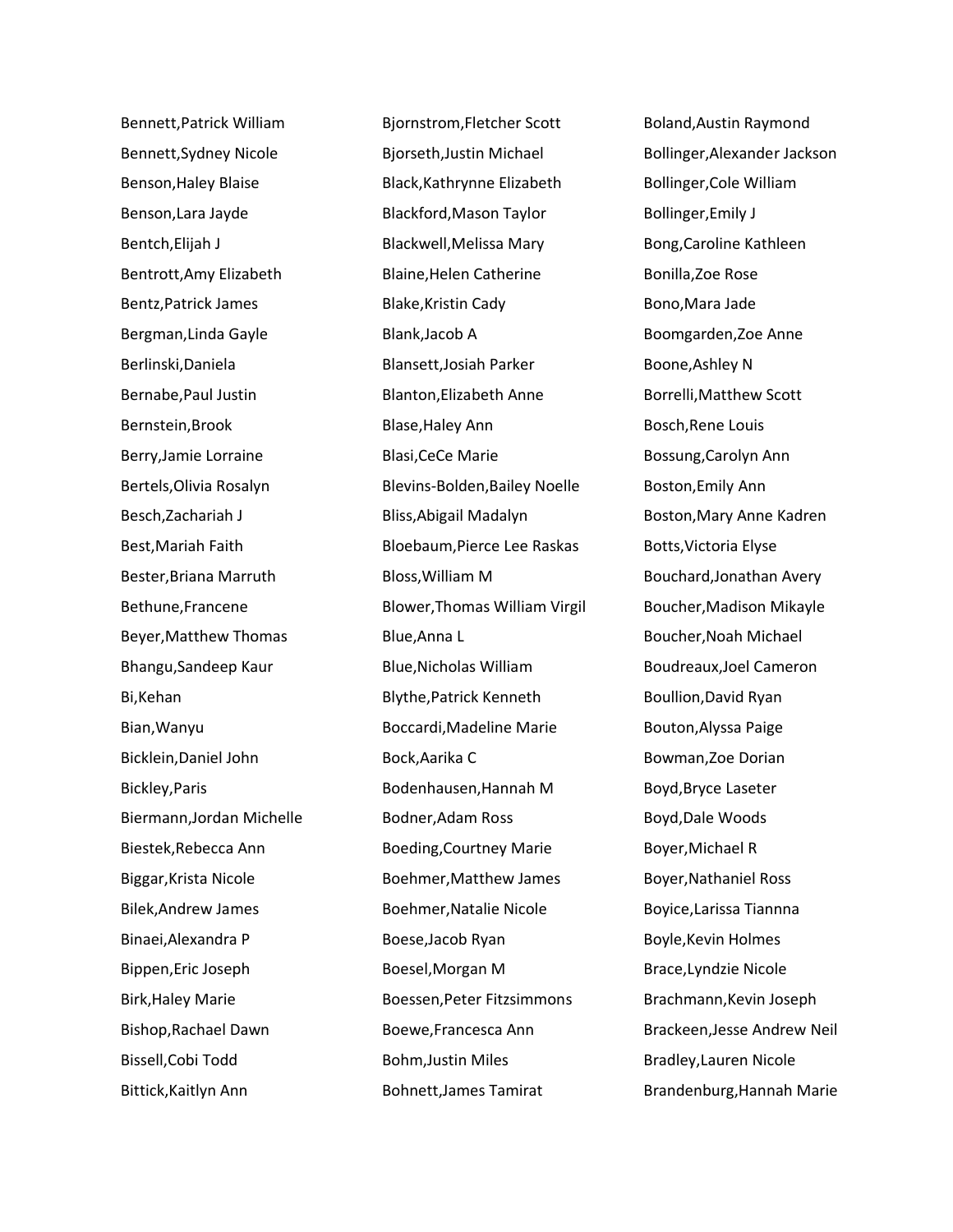Bennett,Patrick William
Bennett,Sydney Nicole
Benson,Haley Blaise
Benson,Lara Jayde
Bentch,Elijah J
Bentrott,Amy Elizabeth
Bentz,Patrick James
Bergman,Linda Gayle
Berlinski,Daniela
Bernabe,Paul Justin
Bernstein,Brook
Berry,Jamie Lorraine
Bertels,Olivia Rosalyn
Besch,Zachariah J
Best,Mariah Faith
Bester,Briana Marruth
Bethune,Francene
Beyer,Matthew Thomas
Bhangu,Sandeep Kaur
Bi,Kehan
Bian,Wanyu
Bicklein,Daniel John
Bickley,Paris
Biermann,Jordan Michelle
Biestek,Rebecca Ann
Biggar,Krista Nicole
Bilek,Andrew James
Binaei,Alexandra P
Bippen,Eric Joseph
Birk,Haley Marie
Bishop,Rachael Dawn
Bissell,Cobi Todd
Bittick,Kaitlyn Ann
Bjornstrom,Fletcher Scott
Bjorseth,Justin Michael
Black,Kathrynne Elizabeth
Blackford,Mason Taylor
Blackwell,Melissa Mary
Blaine,Helen Catherine
Blake,Kristin Cady
Blank,Jacob A
Blansett,Josiah Parker
Blanton,Elizabeth Anne
Blase,Haley Ann
Blasi,CeCe Marie
Blevins-Bolden,Bailey Noelle
Bliss,Abigail Madalyn
Bloebaum,Pierce Lee Raskas
Bloss,William M
Blower,Thomas William Virgil
Blue,Anna L
Blue,Nicholas William
Blythe,Patrick Kenneth
Boccardi,Madeline Marie
Bock,Aarika C
Bodenhausen,Hannah M
Bodner,Adam Ross
Boeding,Courtney Marie
Boehmer,Matthew James
Boehmer,Natalie Nicole
Boese,Jacob Ryan
Boesel,Morgan M
Boessen,Peter Fitzsimmons
Boewe,Francesca Ann
Bohm,Justin Miles
Bohnett,James Tamirat
Boland,Austin Raymond
Bollinger,Alexander Jackson
Bollinger,Cole William
Bollinger,Emily J
Bong,Caroline Kathleen
Bonilla,Zoe Rose
Bono,Mara Jade
Boomgarden,Zoe Anne
Boone,Ashley N
Borrelli,Matthew Scott
Bosch,Rene Louis
Bossung,Carolyn Ann
Boston,Emily Ann
Boston,Mary Anne Kadren
Botts,Victoria Elyse
Bouchard,Jonathan Avery
Boucher,Madison Mikayle
Boucher,Noah Michael
Boudreaux,Joel Cameron
Boullion,David Ryan
Bouton,Alyssa Paige
Bowman,Zoe Dorian
Boyd,Bryce Laseter
Boyd,Dale Woods
Boyer,Michael R
Boyer,Nathaniel Ross
Boyice,Larissa Tiannna
Boyle,Kevin Holmes
Brace,Lyndzie Nicole
Brachmann,Kevin Joseph
Brackeen,Jesse Andrew Neil
Bradley,Lauren Nicole
Brandenburg,Hannah Marie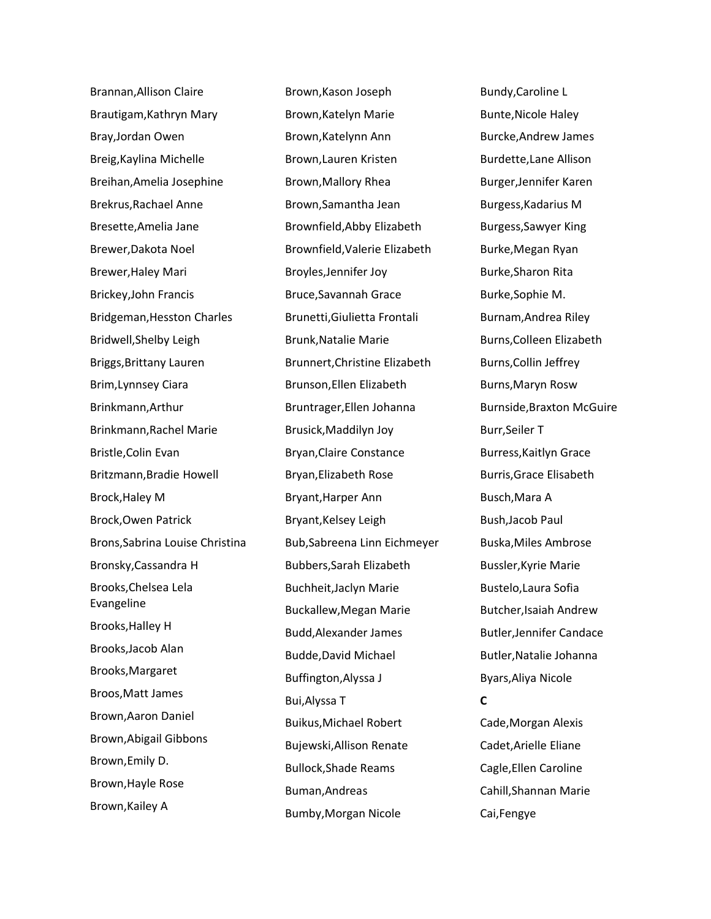Brannan,Allison Claire
Brautigam,Kathryn Mary
Bray,Jordan Owen
Breig,Kaylina Michelle
Breihan,Amelia Josephine
Brekrus,Rachael Anne
Bresette,Amelia Jane
Brewer,Dakota Noel
Brewer,Haley Mari
Brickey,John Francis
Bridgeman,Hesston Charles
Bridwell,Shelby Leigh
Briggs,Brittany Lauren
Brim,Lynnsey Ciara
Brinkmann,Arthur
Brinkmann,Rachel Marie
Bristle,Colin Evan
Britzmann,Bradie Howell
Brock,Haley M
Brock,Owen Patrick
Brons,Sabrina Louise Christina
Bronsky,Cassandra H
Brooks,Chelsea Lela Evangeline
Brooks,Halley H
Brooks,Jacob Alan
Brooks,Margaret
Broos,Matt James
Brown,Aaron Daniel
Brown,Abigail Gibbons
Brown,Emily D.
Brown,Hayle Rose
Brown,Kailey A
Brown,Kason Joseph
Brown,Katelyn Marie
Brown,Katelynn Ann
Brown,Lauren Kristen
Brown,Mallory Rhea
Brown,Samantha Jean
Brownfield,Abby Elizabeth
Brownfield,Valerie Elizabeth
Broyles,Jennifer Joy
Bruce,Savannah Grace
Brunetti,Giulietta Frontali
Brunk,Natalie Marie
Brunnert,Christine Elizabeth
Brunson,Ellen Elizabeth
Bruntrager,Ellen Johanna
Brusick,Maddilyn Joy
Bryan,Claire Constance
Bryan,Elizabeth Rose
Bryant,Harper Ann
Bryant,Kelsey Leigh
Bub,Sabreena Linn Eichmeyer
Bubbers,Sarah Elizabeth
Buchheit,Jaclyn Marie
Buckallew,Megan Marie
Budd,Alexander James
Budde,David Michael
Buffington,Alyssa J
Bui,Alyssa T
Buikus,Michael Robert
Bujewski,Allison Renate
Bullock,Shade Reams
Buman,Andreas
Bumby,Morgan Nicole
Bundy,Caroline L
Bunte,Nicole Haley
Burcke,Andrew James
Burdette,Lane Allison
Burger,Jennifer Karen
Burgess,Kadarius M
Burgess,Sawyer King
Burke,Megan Ryan
Burke,Sharon Rita
Burke,Sophie M.
Burnam,Andrea Riley
Burns,Colleen Elizabeth
Burns,Collin Jeffrey
Burns,Maryn Rosw
Burnside,Braxton McGuire
Burr,Seiler T
Burress,Kaitlyn Grace
Burris,Grace Elisabeth
Busch,Mara A
Bush,Jacob Paul
Buska,Miles Ambrose
Bussler,Kyrie Marie
Bustelo,Laura Sofia
Butcher,Isaiah Andrew
Butler,Jennifer Candace
Butler,Natalie Johanna
Byars,Aliya Nicole

**C**

Cade,Morgan Alexis
Cadet,Arielle Eliane
Cagle,Ellen Caroline
Cahill,Shannan Marie
Cai,Fengye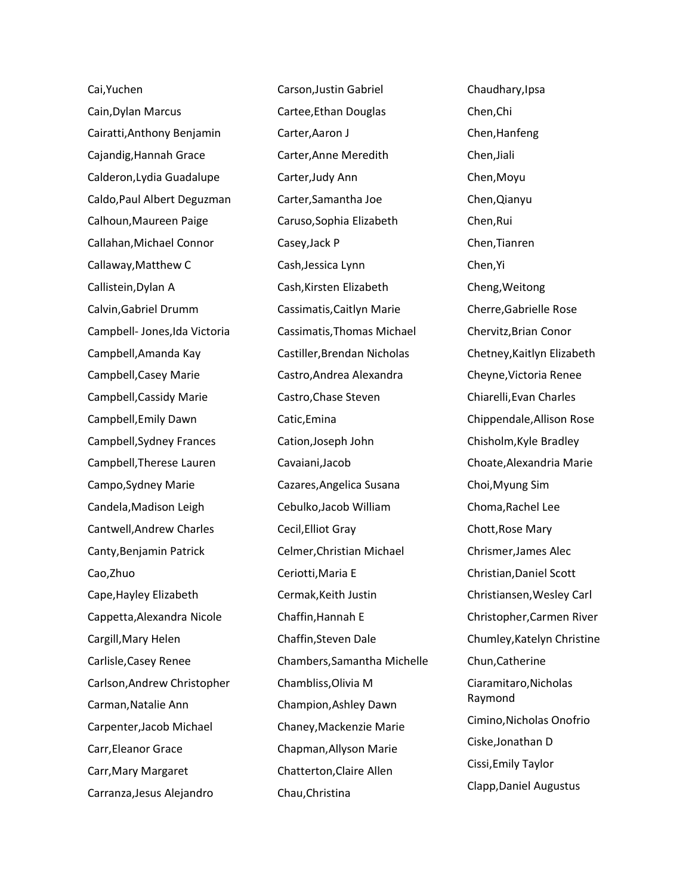Cai,Yuchen

Cain,Dylan Marcus

Cairatti,Anthony Benjamin

Cajandig,Hannah Grace

Calderon,Lydia Guadalupe

Caldo,Paul Albert Deguzman

Calhoun,Maureen Paige

Callahan,Michael Connor

Callaway,Matthew C

Callistein,Dylan A

Calvin,Gabriel Drumm

Campbell- Jones,Ida Victoria

Campbell,Amanda Kay

Campbell,Casey Marie

Campbell,Cassidy Marie

Campbell,Emily Dawn

Campbell,Sydney Frances

Campbell,Therese Lauren

Campo,Sydney Marie

Candela,Madison Leigh

Cantwell,Andrew Charles

Canty,Benjamin Patrick

Cao,Zhuo

Cape,Hayley Elizabeth

Cappetta,Alexandra Nicole

Cargill,Mary Helen

Carlisle,Casey Renee

Carlson,Andrew Christopher

Carman,Natalie Ann

Carpenter,Jacob Michael

Carr,Eleanor Grace

Carr,Mary Margaret

Carranza,Jesus Alejandro

Carson,Justin Gabriel

Cartee,Ethan Douglas

Carter,Aaron J

Carter,Anne Meredith

Carter,Judy Ann

Carter,Samantha Joe

Caruso,Sophia Elizabeth

Casey,Jack P

Cash,Jessica Lynn

Cash,Kirsten Elizabeth

Cassimatis,Caitlyn Marie

Cassimatis,Thomas Michael

Castiller,Brendan Nicholas

Castro,Andrea Alexandra

Castro,Chase Steven

Catic,Emina

Cation,Joseph John

Cavaiani,Jacob

Cazares,Angelica Susana

Cebulko,Jacob William

Cecil,Elliot Gray

Celmer,Christian Michael

Ceriotti,Maria E

Cermak,Keith Justin

Chaffin,Hannah E

Chaffin,Steven Dale

Chambers,Samantha Michelle

Chambliss,Olivia M

Champion,Ashley Dawn

Chaney,Mackenzie Marie

Chapman,Allyson Marie

Chatterton,Claire Allen

Chau,Christina

Chaudhary,Ipsa

Chen,Chi

Chen,Hanfeng

Chen,Jiali

Chen,Moyu

Chen,Qianyu

Chen,Rui

Chen,Tianren

Chen,Yi

Cheng,Weitong

Cherre,Gabrielle Rose

Chervitz,Brian Conor

Chetney,Kaitlyn Elizabeth

Cheyne,Victoria Renee

Chiarelli,Evan Charles

Chippendale,Allison Rose

Chisholm,Kyle Bradley

Choate,Alexandria Marie

Choi,Myung Sim

Choma,Rachel Lee

Chott,Rose Mary

Chrismer,James Alec

Christian,Daniel Scott

Christiansen,Wesley Carl

Christopher,Carmen River

Chumley,Katelyn Christine

Chun,Catherine

Ciaramitaro,Nicholas Raymond

Cimino,Nicholas Onofrio

Ciske,Jonathan D

Cissi,Emily Taylor

Clapp,Daniel Augustus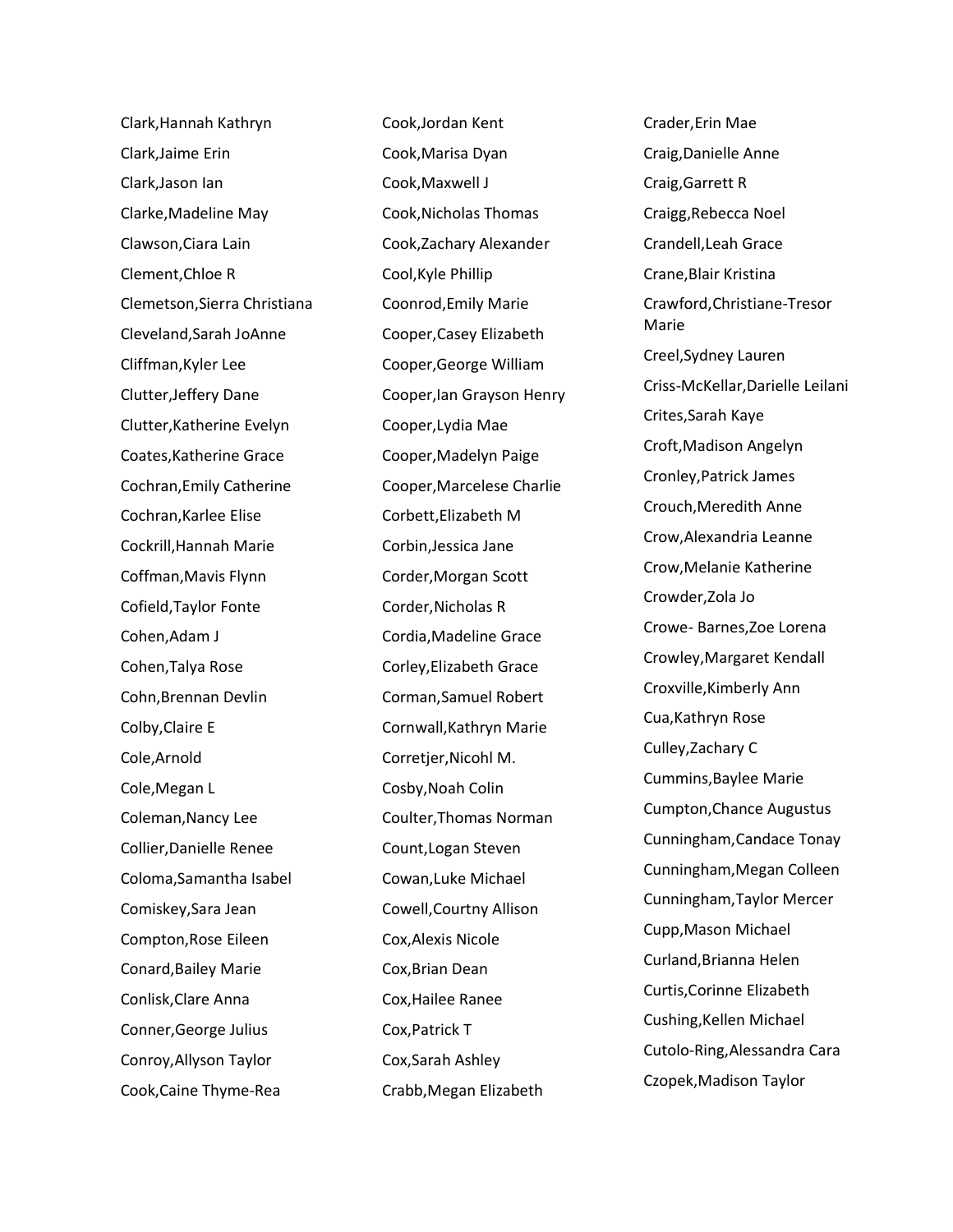Clark,Hannah Kathryn
Clark,Jaime Erin
Clark,Jason Ian
Clarke,Madeline May
Clawson,Ciara Lain
Clement,Chloe R
Clemetson,Sierra Christiana
Cleveland,Sarah JoAnne
Cliffman,Kyler Lee
Clutter,Jeffery Dane
Clutter,Katherine Evelyn
Coates,Katherine Grace
Cochran,Emily Catherine
Cochran,Karlee Elise
Cockrill,Hannah Marie
Coffman,Mavis Flynn
Cofield,Taylor Fonte
Cohen,Adam J
Cohen,Talya Rose
Cohn,Brennan Devlin
Colby,Claire E
Cole,Arnold
Cole,Megan L
Coleman,Nancy Lee
Collier,Danielle Renee
Coloma,Samantha Isabel
Comiskey,Sara Jean
Compton,Rose Eileen
Conard,Bailey Marie
Conlisk,Clare Anna
Conner,George Julius
Conroy,Allyson Taylor
Cook,Caine Thyme-Rea
Cook,Jordan Kent
Cook,Marisa Dyan
Cook,Maxwell J
Cook,Nicholas Thomas
Cook,Zachary Alexander
Cool,Kyle Phillip
Coonrod,Emily Marie
Cooper,Casey Elizabeth
Cooper,George William
Cooper,Ian Grayson Henry
Cooper,Lydia Mae
Cooper,Madelyn Paige
Cooper,Marcelese Charlie
Corbett,Elizabeth M
Corbin,Jessica Jane
Corder,Morgan Scott
Corder,Nicholas R
Cordia,Madeline Grace
Corley,Elizabeth Grace
Corman,Samuel Robert
Cornwall,Kathryn Marie
Corretjer,Nicohl M.
Cosby,Noah Colin
Coulter,Thomas Norman
Count,Logan Steven
Cowan,Luke Michael
Cowell,Courtny Allison
Cox,Alexis Nicole
Cox,Brian Dean
Cox,Hailee Ranee
Cox,Patrick T
Cox,Sarah Ashley
Crabb,Megan Elizabeth
Crader,Erin Mae
Craig,Danielle Anne
Craig,Garrett R
Craigg,Rebecca Noel
Crandell,Leah Grace
Crane,Blair Kristina
Crawford,Christiane-Tresor Marie
Creel,Sydney Lauren
Criss-McKellar,Darielle Leilani
Crites,Sarah Kaye
Croft,Madison Angelyn
Cronley,Patrick James
Crouch,Meredith Anne
Crow,Alexandria Leanne
Crow,Melanie Katherine
Crowder,Zola Jo
Crowe- Barnes,Zoe Lorena
Crowley,Margaret Kendall
Croxville,Kimberly Ann
Cua,Kathryn Rose
Culley,Zachary C
Cummins,Baylee Marie
Cumpton,Chance Augustus
Cunningham,Candace Tonay
Cunningham,Megan Colleen
Cunningham,Taylor Mercer
Cupp,Mason Michael
Curland,Brianna Helen
Curtis,Corinne Elizabeth
Cushing,Kellen Michael
Cutolo-Ring,Alessandra Cara
Czopek,Madison Taylor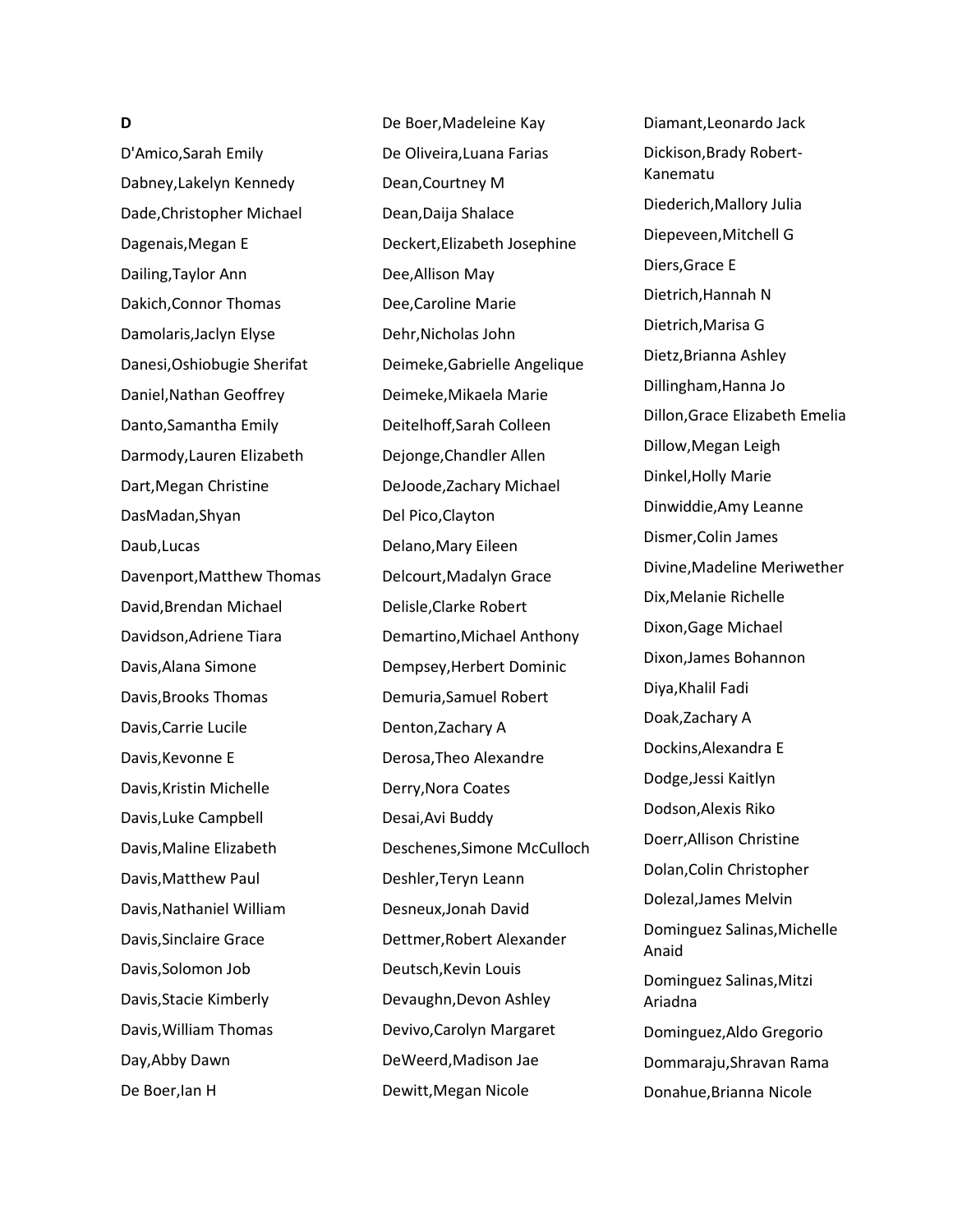**D**

D'Amico,Sarah Emily

Dabney,Lakelyn Kennedy

Dade,Christopher Michael

Dagenais,Megan E

Dailing,Taylor Ann

Dakich,Connor Thomas

Damolaris,Jaclyn Elyse

Danesi,Oshiobugie Sherifat

Daniel,Nathan Geoffrey

Danto,Samantha Emily

Darmody,Lauren Elizabeth

Dart,Megan Christine

DasMadan,Shyan

Daub,Lucas

Davenport,Matthew Thomas

David,Brendan Michael

Davidson,Adriene Tiara

Davis,Alana Simone

Davis,Brooks Thomas

Davis,Carrie Lucile

Davis,Kevonne E

Davis,Kristin Michelle

Davis,Luke Campbell

Davis,Maline Elizabeth

Davis,Matthew Paul

Davis,Nathaniel William

Davis,Sinclaire Grace

Davis,Solomon Job

Davis,Stacie Kimberly

Davis,William Thomas

Day,Abby Dawn

De Boer,Ian H

De Boer,Madeleine Kay

De Oliveira,Luana Farias

Dean,Courtney M

Dean,Daija Shalace

Deckert,Elizabeth Josephine

Dee,Allison May

Dee,Caroline Marie

Dehr,Nicholas John

Deimeke,Gabrielle Angelique

Deimeke,Mikaela Marie

Deitelhoff,Sarah Colleen

Dejonge,Chandler Allen

DeJoode,Zachary Michael

Del Pico,Clayton

Delano,Mary Eileen

Delcourt,Madalyn Grace

Delisle,Clarke Robert

Demartino,Michael Anthony

Dempsey,Herbert Dominic

Demuria,Samuel Robert

Denton,Zachary A

Derosa,Theo Alexandre

Derry,Nora Coates

Desai,Avi Buddy

Deschenes,Simone McCulloch

Deshler,Teryn Leann

Desneux,Jonah David

Dettmer,Robert Alexander

Deutsch,Kevin Louis

Devaughn,Devon Ashley

Devivo,Carolyn Margaret

DeWeerd,Madison Jae

Dewitt,Megan Nicole

Diamant,Leonardo Jack

Dickison,Brady Robert-Kanematu

Diederich,Mallory Julia

Diepeveen,Mitchell G

Diers,Grace E

Dietrich,Hannah N

Dietrich,Marisa G

Dietz,Brianna Ashley

Dillingham,Hanna Jo

Dillon,Grace Elizabeth Emelia

Dillow,Megan Leigh

Dinkel,Holly Marie

Dinwiddie,Amy Leanne

Dismer,Colin James

Divine,Madeline Meriwether

Dix,Melanie Richelle

Dixon,Gage Michael

Dixon,James Bohannon

Diya,Khalil Fadi

Doak,Zachary A

Dockins,Alexandra E

Dodge,Jessi Kaitlyn

Dodson,Alexis Riko

Doerr,Allison Christine

Dolan,Colin Christopher

Dolezal,James Melvin

Dominguez Salinas,Michelle Anaid

Dominguez Salinas,Mitzi Ariadna

Dominguez,Aldo Gregorio

Dommaraju,Shravan Rama

Donahue,Brianna Nicole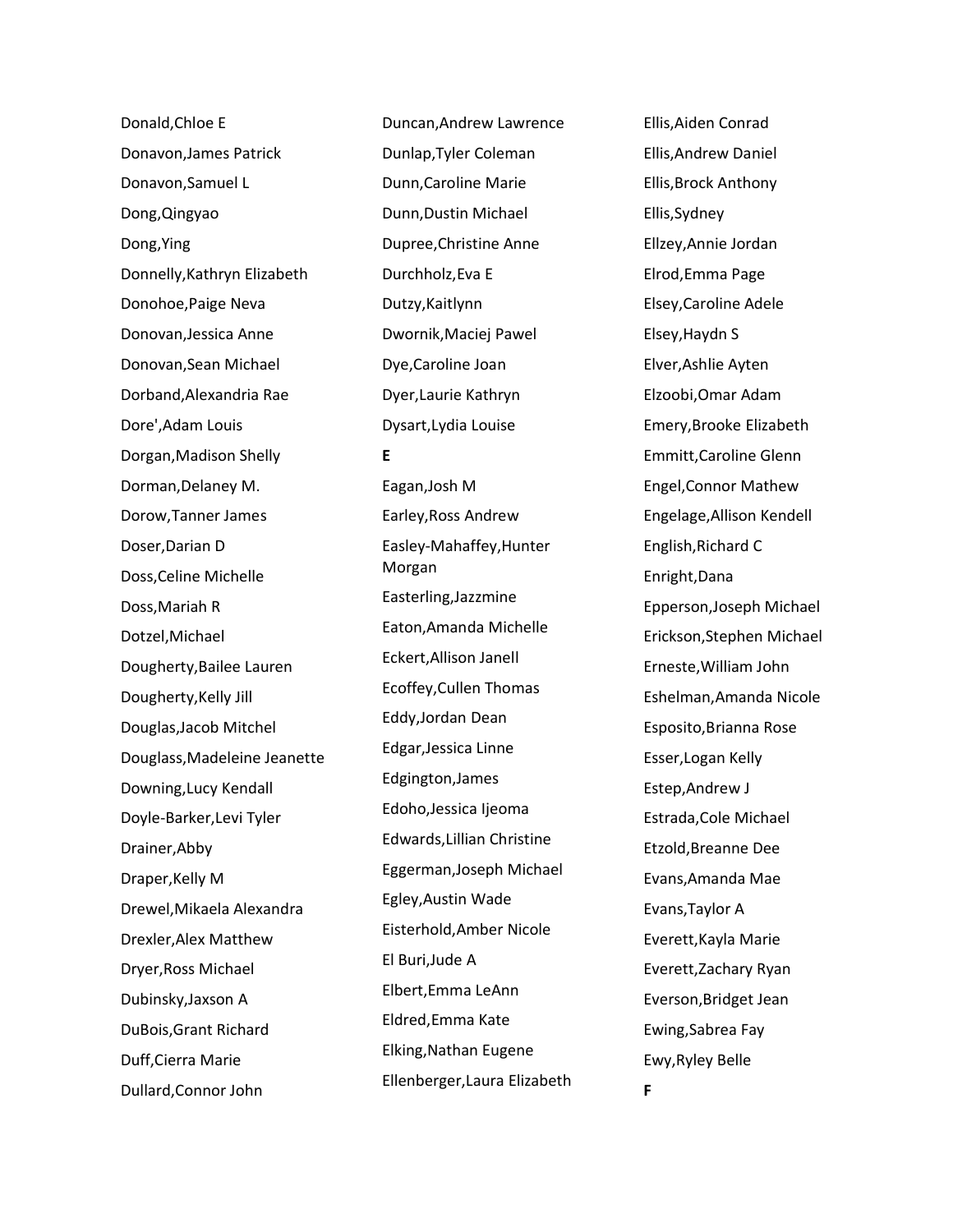Donald,Chloe E
Donavon,James Patrick
Donavon,Samuel L
Dong,Qingyao
Dong,Ying
Donnelly,Kathryn Elizabeth
Donohoe,Paige Neva
Donovan,Jessica Anne
Donovan,Sean Michael
Dorband,Alexandria Rae
Dore',Adam Louis
Dorgan,Madison Shelly
Dorman,Delaney M.
Dorow,Tanner James
Doser,Darian D
Doss,Celine Michelle
Doss,Mariah R
Dotzel,Michael
Dougherty,Bailee Lauren
Dougherty,Kelly Jill
Douglas,Jacob Mitchel
Douglass,Madeleine Jeanette
Downing,Lucy Kendall
Doyle-Barker,Levi Tyler
Drainer,Abby
Draper,Kelly M
Drewel,Mikaela Alexandra
Drexler,Alex Matthew
Dryer,Ross Michael
Dubinsky,Jaxson A
DuBois,Grant Richard
Duff,Cierra Marie
Dullard,Connor John
Duncan,Andrew Lawrence
Dunlap,Tyler Coleman
Dunn,Caroline Marie
Dunn,Dustin Michael
Dupree,Christine Anne
Durchholz,Eva E
Dutzy,Kaitlynn
Dwornik,Maciej Pawel
Dye,Caroline Joan
Dyer,Laurie Kathryn
Dysart,Lydia Louise

**E**

Eagan,Josh M
Earley,Ross Andrew
Easley-Mahaffey,Hunter Morgan
Easterling,Jazzmine
Eaton,Amanda Michelle
Eckert,Allison Janell
Ecoffey,Cullen Thomas
Eddy,Jordan Dean
Edgar,Jessica Linne
Edgington,James
Edoho,Jessica Ijeoma
Edwards,Lillian Christine
Eggerman,Joseph Michael
Egley,Austin Wade
Eisterhold,Amber Nicole
El Buri,Jude A
Elbert,Emma LeAnn
Eldred,Emma Kate
Elking,Nathan Eugene
Ellenberger,Laura Elizabeth
Ellis,Aiden Conrad
Ellis,Andrew Daniel
Ellis,Brock Anthony
Ellis,Sydney
Ellzey,Annie Jordan
Elrod,Emma Page
Elsey,Caroline Adele
Elsey,Haydn S
Elver,Ashlie Ayten
Elzoobi,Omar Adam
Emery,Brooke Elizabeth
Emmitt,Caroline Glenn
Engel,Connor Mathew
Engelage,Allison Kendell
English,Richard C
Enright,Dana
Epperson,Joseph Michael
Erickson,Stephen Michael
Erneste,William John
Eshelman,Amanda Nicole
Esposito,Brianna Rose
Esser,Logan Kelly
Estep,Andrew J
Estrada,Cole Michael
Etzold,Breanne Dee
Evans,Amanda Mae
Evans,Taylor A
Everett,Kayla Marie
Everett,Zachary Ryan
Everson,Bridget Jean
Ewing,Sabrea Fay
Ewy,Ryley Belle

**F**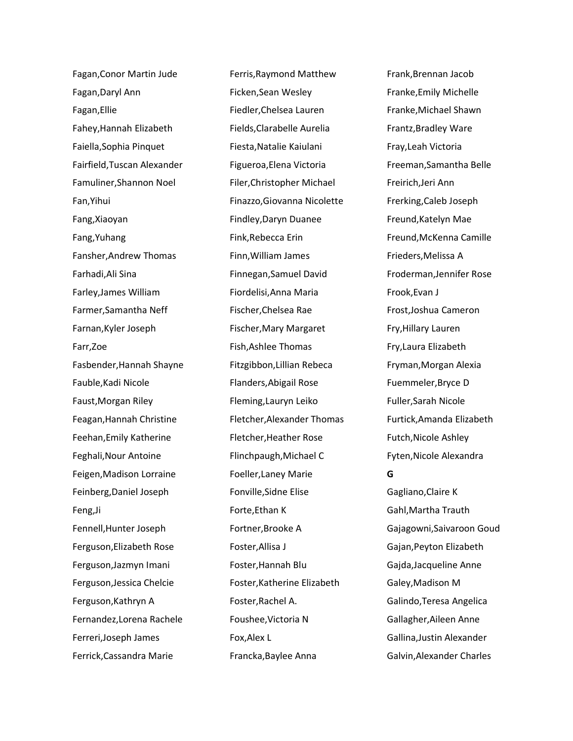Fagan,Conor Martin Jude

Fagan,Daryl Ann

Fagan,Ellie

Fahey,Hannah Elizabeth

Faiella,Sophia Pinquet

Fairfield,Tuscan Alexander

Famuliner,Shannon Noel

Fan,Yihui

Fang,Xiaoyan

Fang,Yuhang

Fansher,Andrew Thomas

Farhadi,Ali Sina

Farley,James William

Farmer,Samantha Neff

Farnan,Kyler Joseph

Farr,Zoe

Fasbender,Hannah Shayne

Fauble,Kadi Nicole

Faust,Morgan Riley

Feagan,Hannah Christine

Feehan,Emily Katherine

Feghali,Nour Antoine

Feigen,Madison Lorraine

Feinberg,Daniel Joseph

Feng,Ji

Fennell,Hunter Joseph

Ferguson,Elizabeth Rose

Ferguson,Jazmyn Imani

Ferguson,Jessica Chelcie

Ferguson,Kathryn A

Fernandez,Lorena Rachele

Ferreri,Joseph James

Ferrick,Cassandra Marie

Ferris,Raymond Matthew

Ficken,Sean Wesley

Fiedler,Chelsea Lauren

Fields,Clarabelle Aurelia

Fiesta,Natalie Kaiulani

Figueroa,Elena Victoria

Filer,Christopher Michael

Finazzo,Giovanna Nicolette

Findley,Daryn Duanee

Fink,Rebecca Erin

Finn,William James

Finnegan,Samuel David

Fiordelisi,Anna Maria

Fischer,Chelsea Rae

Fischer,Mary Margaret

Fish,Ashlee Thomas

Fitzgibbon,Lillian Rebeca

Flanders,Abigail Rose

Fleming,Lauryn Leiko

Fletcher,Alexander Thomas

Fletcher,Heather Rose

Flinchpaugh,Michael C

Foeller,Laney Marie

Fonville,Sidne Elise

Forte,Ethan K

Fortner,Brooke A

Foster,Allisa J

Foster,Hannah Blu

Foster,Katherine Elizabeth

Foster,Rachel A.

Foushee,Victoria N

Fox,Alex L

Francka,Baylee Anna

Frank,Brennan Jacob

Franke,Emily Michelle

Franke,Michael Shawn

Frantz,Bradley Ware

Fray,Leah Victoria

Freeman,Samantha Belle

Freirich,Jeri Ann

Frerking,Caleb Joseph

Freund,Katelyn Mae

Freund,McKenna Camille

Frieders,Melissa A

Froderman,Jennifer Rose

Frook,Evan J

Frost,Joshua Cameron

Fry,Hillary Lauren

Fry,Laura Elizabeth

Fryman,Morgan Alexia

Fuemmeler,Bryce D

Fuller,Sarah Nicole

Furtick,Amanda Elizabeth

Futch,Nicole Ashley

Fyten,Nicole Alexandra

**G**

Gagliano,Claire K

Gahl,Martha Trauth

Gajagowni,Saivaroon Goud

Gajan,Peyton Elizabeth

Gajda,Jacqueline Anne

Galey,Madison M

Galindo,Teresa Angelica

Gallagher,Aileen Anne

Gallina,Justin Alexander

Galvin,Alexander Charles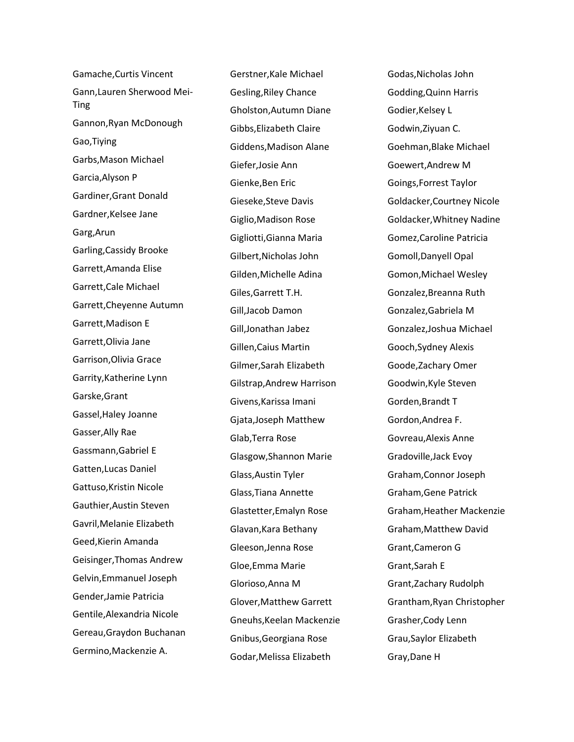Gamache,Curtis Vincent

Gann,Lauren Sherwood Mei-Ting

Gannon,Ryan McDonough

Gao,Tiying

Garbs,Mason Michael

Garcia,Alyson P

Gardiner,Grant Donald

Gardner,Kelsee Jane

Garg,Arun

Garling,Cassidy Brooke

Garrett,Amanda Elise

Garrett,Cale Michael

Garrett,Cheyenne Autumn

Garrett,Madison E

Garrett,Olivia Jane

Garrison,Olivia Grace

Garrity,Katherine Lynn

Garske,Grant

Gassel,Haley Joanne

Gasser,Ally Rae

Gassmann,Gabriel E

Gatten,Lucas Daniel

Gattuso,Kristin Nicole

Gauthier,Austin Steven

Gavril,Melanie Elizabeth

Geed,Kierin Amanda

Geisinger,Thomas Andrew

Gelvin,Emmanuel Joseph

Gender,Jamie Patricia

Gentile,Alexandria Nicole

Gereau,Graydon Buchanan

Germino,Mackenzie A.

Gerstner,Kale Michael

Gesling,Riley Chance

Gholston,Autumn Diane

Gibbs,Elizabeth Claire

Giddens,Madison Alane

Giefer,Josie Ann

Gienke,Ben Eric

Gieseke,Steve Davis

Giglio,Madison Rose

Gigliotti,Gianna Maria

Gilbert,Nicholas John

Gilden,Michelle Adina

Giles,Garrett T.H.

Gill,Jacob Damon

Gill,Jonathan Jabez

Gillen,Caius Martin

Gilmer,Sarah Elizabeth

Gilstrap,Andrew Harrison

Givens,Karissa Imani

Gjata,Joseph Matthew

Glab,Terra Rose

Glasgow,Shannon Marie

Glass,Austin Tyler

Glass,Tiana Annette

Glastetter,Emalyn Rose

Glavan,Kara Bethany

Gleeson,Jenna Rose

Gloe,Emma Marie

Glorioso,Anna M

Glover,Matthew Garrett

Gneuhs,Keelan Mackenzie

Gnibus,Georgiana Rose

Godar,Melissa Elizabeth

Godas,Nicholas John

Godding,Quinn Harris

Godier,Kelsey L

Godwin,Ziyuan C.

Goehman,Blake Michael

Goewert,Andrew M

Goings,Forrest Taylor

Goldacker,Courtney Nicole

Goldacker,Whitney Nadine

Gomez,Caroline Patricia

Gomoll,Danyell Opal

Gomon,Michael Wesley

Gonzalez,Breanna Ruth

Gonzalez,Gabriela M

Gonzalez,Joshua Michael

Gooch,Sydney Alexis

Goode,Zachary Omer

Goodwin,Kyle Steven

Gorden,Brandt T

Gordon,Andrea F.

Govreau,Alexis Anne

Gradoville,Jack Evoy

Graham,Connor Joseph

Graham,Gene Patrick

Graham,Heather Mackenzie

Graham,Matthew David

Grant,Cameron G

Grant,Sarah E

Grant,Zachary Rudolph

Grantham,Ryan Christopher

Grasher,Cody Lenn

Grau,Saylor Elizabeth

Gray,Dane H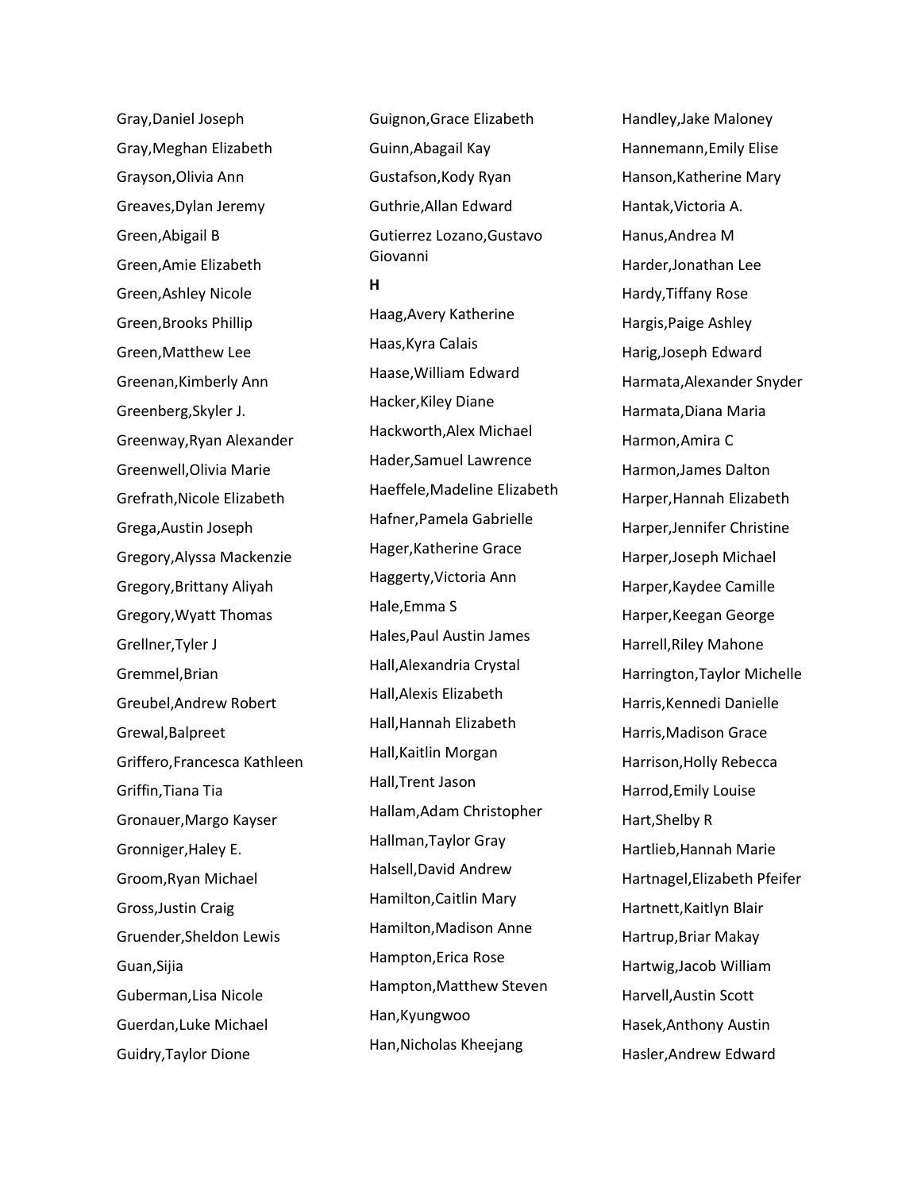Gray,Daniel Joseph
Gray,Meghan Elizabeth
Grayson,Olivia Ann
Greaves,Dylan Jeremy
Green,Abigail B
Green,Amie Elizabeth
Green,Ashley Nicole
Green,Brooks Phillip
Green,Matthew Lee
Greenan,Kimberly Ann
Greenberg,Skyler J.
Greenway,Ryan Alexander
Greenwell,Olivia Marie
Grefrath,Nicole Elizabeth
Grega,Austin Joseph
Gregory,Alyssa Mackenzie
Gregory,Brittany Aliyah
Gregory,Wyatt Thomas
Grellner,Tyler J
Gremmel,Brian
Greubel,Andrew Robert
Grewal,Balpreet
Griffero,Francesca Kathleen
Griffin,Tiana Tia
Gronauer,Margo Kayser
Gronniger,Haley E.
Groom,Ryan Michael
Gross,Justin Craig
Gruender,Sheldon Lewis
Guan,Sijia
Guberman,Lisa Nicole
Guerdan,Luke Michael
Guidry,Taylor Dione
Guignon,Grace Elizabeth
Guinn,Abagail Kay
Gustafson,Kody Ryan
Guthrie,Allan Edward
Gutierrez Lozano,Gustavo Giovanni

**H**

Haag,Avery Katherine
Haas,Kyra Calais
Haase,William Edward
Hacker,Kiley Diane
Hackworth,Alex Michael
Hader,Samuel Lawrence
Haeffele,Madeline Elizabeth
Hafner,Pamela Gabrielle
Hager,Katherine Grace
Haggerty,Victoria Ann
Hale,Emma S
Hales,Paul Austin James
Hall,Alexandria Crystal
Hall,Alexis Elizabeth
Hall,Hannah Elizabeth
Hall,Kaitlin Morgan
Hall,Trent Jason
Hallam,Adam Christopher
Hallman,Taylor Gray
Halsell,David Andrew
Hamilton,Caitlin Mary
Hamilton,Madison Anne
Hampton,Erica Rose
Hampton,Matthew Steven
Han,Kyungwoo
Han,Nicholas Kheejang
Handley,Jake Maloney
Hannemann,Emily Elise
Hanson,Katherine Mary
Hantak,Victoria A.
Hanus,Andrea M
Harder,Jonathan Lee
Hardy,Tiffany Rose
Hargis,Paige Ashley
Harig,Joseph Edward
Harmata,Alexander Snyder
Harmata,Diana Maria
Harmon,Amira C
Harmon,James Dalton
Harper,Hannah Elizabeth
Harper,Jennifer Christine
Harper,Joseph Michael
Harper,Kaydee Camille
Harper,Keegan George
Harrell,Riley Mahone
Harrington,Taylor Michelle
Harris,Kennedi Danielle
Harris,Madison Grace
Harrison,Holly Rebecca
Harrod,Emily Louise
Hart,Shelby R
Hartlieb,Hannah Marie
Hartnagel,Elizabeth Pfeifer
Hartnett,Kaitlyn Blair
Hartrup,Briar Makay
Hartwig,Jacob William
Harvell,Austin Scott
Hasek,Anthony Austin
Hasler,Andrew Edward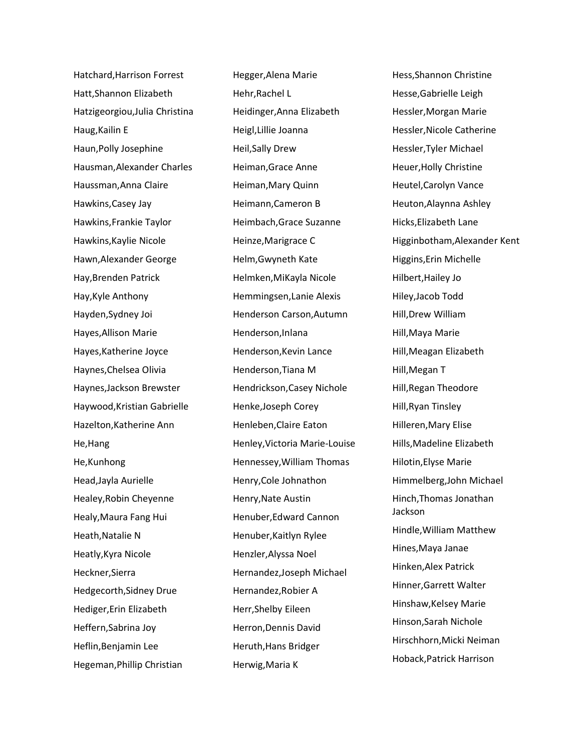Hatchard,Harrison Forrest
Hatt,Shannon Elizabeth
Hatzigeorgiou,Julia Christina
Haug,Kailin E
Haun,Polly Josephine
Hausman,Alexander Charles
Haussman,Anna Claire
Hawkins,Casey Jay
Hawkins,Frankie Taylor
Hawkins,Kaylie Nicole
Hawn,Alexander George
Hay,Brenden Patrick
Hay,Kyle Anthony
Hayden,Sydney Joi
Hayes,Allison Marie
Hayes,Katherine Joyce
Haynes,Chelsea Olivia
Haynes,Jackson Brewster
Haywood,Kristian Gabrielle
Hazelton,Katherine Ann
He,Hang
He,Kunhong
Head,Jayla Aurielle
Healey,Robin Cheyenne
Healy,Maura Fang Hui
Heath,Natalie N
Heatly,Kyra Nicole
Heckner,Sierra
Hedgecorth,Sidney Drue
Hediger,Erin Elizabeth
Heffern,Sabrina Joy
Heflin,Benjamin Lee
Hegeman,Phillip Christian
Hegger,Alena Marie
Hehr,Rachel L
Heidinger,Anna Elizabeth
Heigl,Lillie Joanna
Heil,Sally Drew
Heiman,Grace Anne
Heiman,Mary Quinn
Heimann,Cameron B
Heimbach,Grace Suzanne
Heinze,Marigrace C
Helm,Gwyneth Kate
Helmken,MiKayla Nicole
Hemmingsen,Lanie Alexis
Henderson Carson,Autumn
Henderson,Inlana
Henderson,Kevin Lance
Henderson,Tiana M
Hendrickson,Casey Nichole
Henke,Joseph Corey
Henleben,Claire Eaton
Henley,Victoria Marie-Louise
Hennessey,William Thomas
Henry,Cole Johnathon
Henry,Nate Austin
Henuber,Edward Cannon
Henuber,Kaitlyn Rylee
Henzler,Alyssa Noel
Hernandez,Joseph Michael
Hernandez,Robier A
Herr,Shelby Eileen
Herron,Dennis David
Heruth,Hans Bridger
Herwig,Maria K
Hess,Shannon Christine
Hesse,Gabrielle Leigh
Hessler,Morgan Marie
Hessler,Nicole Catherine
Hessler,Tyler Michael
Heuer,Holly Christine
Heutel,Carolyn Vance
Heuton,Alaynna Ashley
Hicks,Elizabeth Lane
Higginbotham,Alexander Kent
Higgins,Erin Michelle
Hilbert,Hailey Jo
Hiley,Jacob Todd
Hill,Drew William
Hill,Maya Marie
Hill,Meagan Elizabeth
Hill,Megan T
Hill,Regan Theodore
Hill,Ryan Tinsley
Hilleren,Mary Elise
Hills,Madeline Elizabeth
Hilotin,Elyse Marie
Himmelberg,John Michael
Hinch,Thomas Jonathan Jackson
Hindle,William Matthew
Hines,Maya Janae
Hinken,Alex Patrick
Hinner,Garrett Walter
Hinshaw,Kelsey Marie
Hinson,Sarah Nichole
Hirschhorn,Micki Neiman
Hoback,Patrick Harrison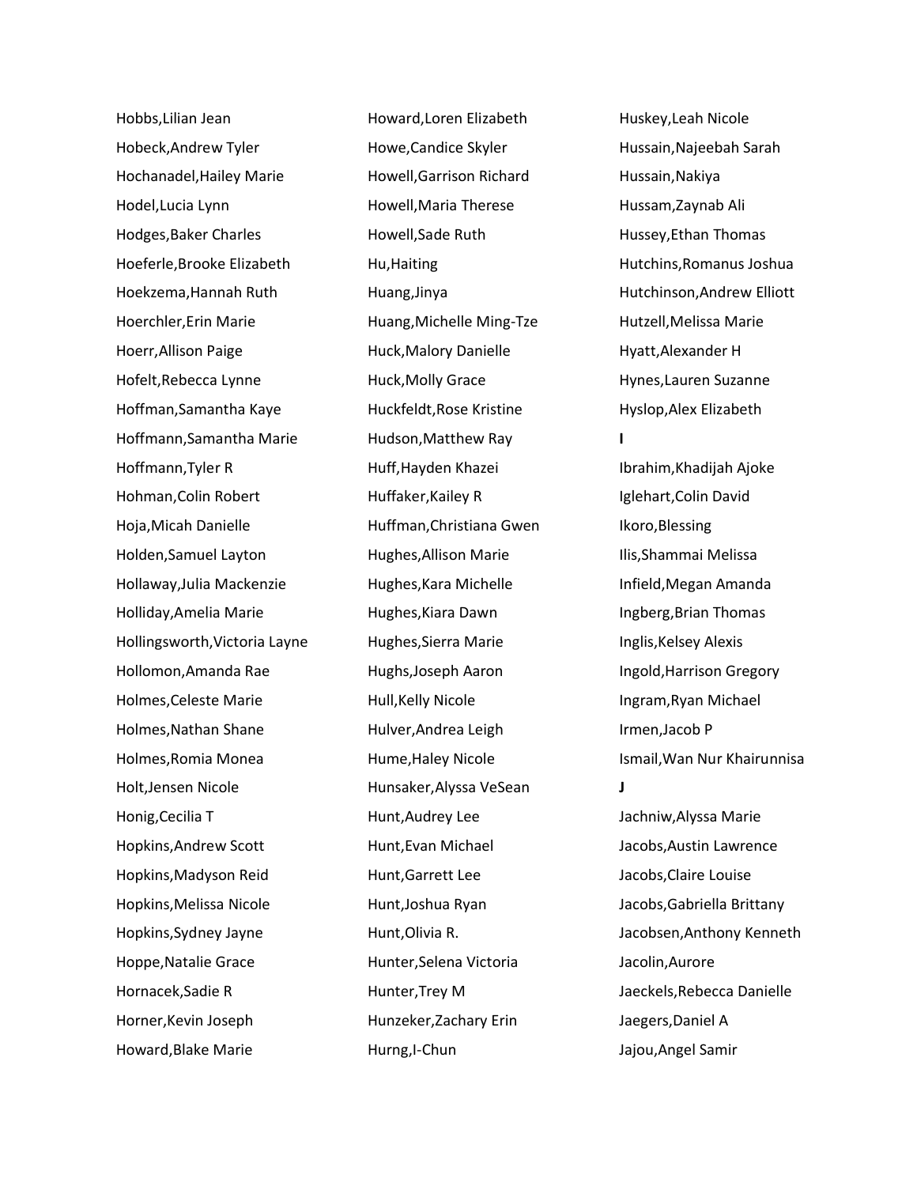Hobbs,Lilian Jean
Hobeck,Andrew Tyler
Hochanadel,Hailey Marie
Hodel,Lucia Lynn
Hodges,Baker Charles
Hoeferle,Brooke Elizabeth
Hoekzema,Hannah Ruth
Hoerchler,Erin Marie
Hoerr,Allison Paige
Hofelt,Rebecca Lynne
Hoffman,Samantha Kaye
Hoffmann,Samantha Marie
Hoffmann,Tyler R
Hohman,Colin Robert
Hoja,Micah Danielle
Holden,Samuel Layton
Hollaway,Julia Mackenzie
Holliday,Amelia Marie
Hollingsworth,Victoria Layne
Hollomon,Amanda Rae
Holmes,Celeste Marie
Holmes,Nathan Shane
Holmes,Romia Monea
Holt,Jensen Nicole
Honig,Cecilia T
Hopkins,Andrew Scott
Hopkins,Madyson Reid
Hopkins,Melissa Nicole
Hopkins,Sydney Jayne
Hoppe,Natalie Grace
Hornacek,Sadie R
Horner,Kevin Joseph
Howard,Blake Marie
Howard,Loren Elizabeth
Howe,Candice Skyler
Howell,Garrison Richard
Howell,Maria Therese
Howell,Sade Ruth
Hu,Haiting
Huang,Jinya
Huang,Michelle Ming-Tze
Huck,Malory Danielle
Huck,Molly Grace
Huckfeldt,Rose Kristine
Hudson,Matthew Ray
Huff,Hayden Khazei
Huffaker,Kailey R
Huffman,Christiana Gwen
Hughes,Allison Marie
Hughes,Kara Michelle
Hughes,Kiara Dawn
Hughes,Sierra Marie
Hughs,Joseph Aaron
Hull,Kelly Nicole
Hulver,Andrea Leigh
Hume,Haley Nicole
Hunsaker,Alyssa VeSean
Hunt,Audrey Lee
Hunt,Evan Michael
Hunt,Garrett Lee
Hunt,Joshua Ryan
Hunt,Olivia R.
Hunter,Selena Victoria
Hunter,Trey M
Hunzeker,Zachary Erin
Hurng,I-Chun
Huskey,Leah Nicole
Hussain,Najeebah Sarah
Hussain,Nakiya
Hussam,Zaynab Ali
Hussey,Ethan Thomas
Hutchins,Romanus Joshua
Hutchinson,Andrew Elliott
Hutzell,Melissa Marie
Hyatt,Alexander H
Hynes,Lauren Suzanne
Hyslop,Alex Elizabeth

**I**

Ibrahim,Khadijah Ajoke
Iglehart,Colin David
Ikoro,Blessing
Ilis,Shammai Melissa
Infield,Megan Amanda
Ingberg,Brian Thomas
Inglis,Kelsey Alexis
Ingold,Harrison Gregory
Ingram,Ryan Michael
Irmen,Jacob P
Ismail,Wan Nur Khairunnisa

**J**

Jachniw,Alyssa Marie
Jacobs,Austin Lawrence
Jacobs,Claire Louise
Jacobs,Gabriella Brittany
Jacobsen,Anthony Kenneth
Jacolin,Aurore
Jaeckels,Rebecca Danielle
Jaegers,Daniel A
Jajou,Angel Samir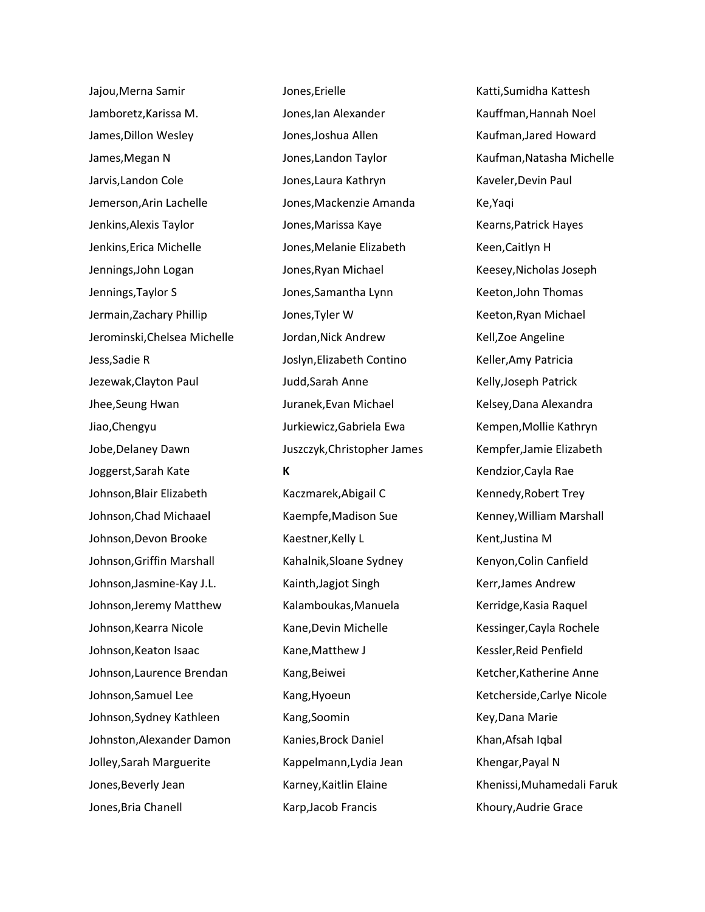Jajou,Merna Samir

Jamboretz,Karissa M.

James,Dillon Wesley

James,Megan N

Jarvis,Landon Cole

Jemerson,Arin Lachelle

Jenkins,Alexis Taylor

Jenkins,Erica Michelle

Jennings,John Logan

Jennings,Taylor S

Jermain,Zachary Phillip

Jerominski,Chelsea Michelle

Jess,Sadie R

Jezewak,Clayton Paul

Jhee,Seung Hwan

Jiao,Chengyu

Jobe,Delaney Dawn

Joggerst,Sarah Kate

Johnson,Blair Elizabeth

Johnson,Chad Michaael

Johnson,Devon Brooke

Johnson,Griffin Marshall

Johnson,Jasmine-Kay J.L.

Johnson,Jeremy Matthew

Johnson,Kearra Nicole

Johnson,Keaton Isaac

Johnson,Laurence Brendan

Johnson,Samuel Lee

Johnson,Sydney Kathleen

Johnston,Alexander Damon

Jolley,Sarah Marguerite

Jones,Beverly Jean

Jones,Bria Chanell

Jones,Erielle

Jones,Ian Alexander

Jones,Joshua Allen

Jones,Landon Taylor

Jones,Laura Kathryn

Jones,Mackenzie Amanda

Jones,Marissa Kaye

Jones,Melanie Elizabeth

Jones,Ryan Michael

Jones,Samantha Lynn

Jones,Tyler W

Jordan,Nick Andrew

Joslyn,Elizabeth Contino

Judd,Sarah Anne

Juranek,Evan Michael

Jurkiewicz,Gabriela Ewa

Juszczyk,Christopher James

**K**

Kaczmarek,Abigail C

Kaempfe,Madison Sue

Kaestner,Kelly L

Kahalnik,Sloane Sydney

Kainth,Jagjot Singh

Kalamboukas,Manuela

Kane,Devin Michelle

Kane,Matthew J

Kang,Beiwei

Kang,Hyoeun

Kang,Soomin

Kanies,Brock Daniel

Kappelmann,Lydia Jean

Karney,Kaitlin Elaine

Karp,Jacob Francis

Katti,Sumidha Kattesh

Kauffman,Hannah Noel

Kaufman,Jared Howard

Kaufman,Natasha Michelle

Kaveler,Devin Paul

Ke,Yaqi

Kearns,Patrick Hayes

Keen,Caitlyn H

Keesey,Nicholas Joseph

Keeton,John Thomas

Keeton,Ryan Michael

Kell,Zoe Angeline

Keller,Amy Patricia

Kelly,Joseph Patrick

Kelsey,Dana Alexandra

Kempen,Mollie Kathryn

Kempfer,Jamie Elizabeth

Kendzior,Cayla Rae

Kennedy,Robert Trey

Kenney,William Marshall

Kent,Justina M

Kenyon,Colin Canfield

Kerr,James Andrew

Kerridge,Kasia Raquel

Kessinger,Cayla Rochele

Kessler,Reid Penfield

Ketcher,Katherine Anne

Ketcherside,Carlye Nicole

Key,Dana Marie

Khan,Afsah Iqbal

Khengar,Payal N

Khenissi,Muhamedali Faruk

Khoury,Audrie Grace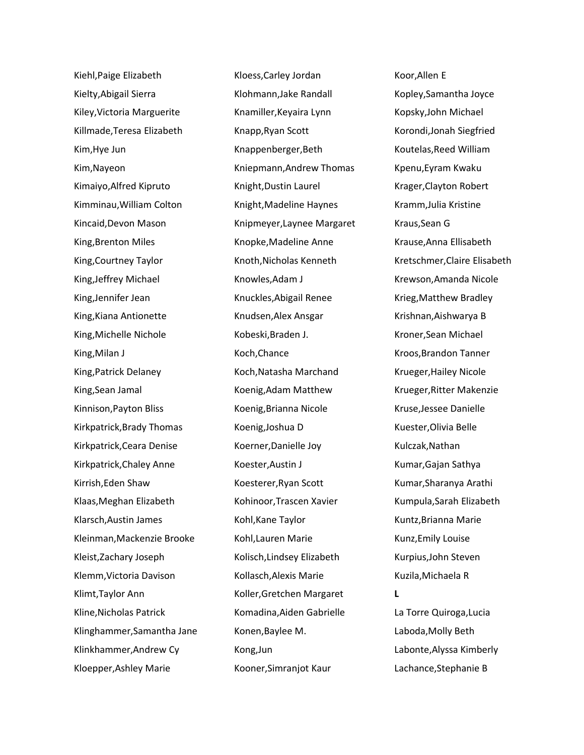Kiehl,Paige Elizabeth

Kielty,Abigail Sierra

Kiley,Victoria Marguerite

Killmade,Teresa Elizabeth

Kim,Hye Jun

Kim,Nayeon

Kimaiyo,Alfred Kipruto

Kimminau,William Colton

Kincaid,Devon Mason

King,Brenton Miles

King,Courtney Taylor

King,Jeffrey Michael

King,Jennifer Jean

King,Kiana Antionette

King,Michelle Nichole

King,Milan J

King,Patrick Delaney

King,Sean Jamal

Kinnison,Payton Bliss

Kirkpatrick,Brady Thomas

Kirkpatrick,Ceara Denise

Kirkpatrick,Chaley Anne

Kirrish,Eden Shaw

Klaas,Meghan Elizabeth

Klarsch,Austin James

Kleinman,Mackenzie Brooke

Kleist,Zachary Joseph

Klemm,Victoria Davison

Klimt,Taylor Ann

Kline,Nicholas Patrick

Klinghammer,Samantha Jane

Klinkhammer,Andrew Cy

Kloepper,Ashley Marie

Kloess,Carley Jordan

Klohmann,Jake Randall

Knamiller,Keyaira Lynn

Knapp,Ryan Scott

Knappenberger,Beth

Kniepmann,Andrew Thomas

Knight,Dustin Laurel

Knight,Madeline Haynes

Knipmeyer,Laynee Margaret

Knopke,Madeline Anne

Knoth,Nicholas Kenneth

Knowles,Adam J

Knuckles,Abigail Renee

Knudsen,Alex Ansgar

Kobeski,Braden J.

Koch,Chance

Koch,Natasha Marchand

Koenig,Adam Matthew

Koenig,Brianna Nicole

Koenig,Joshua D

Koerner,Danielle Joy

Koester,Austin J

Koesterer,Ryan Scott

Kohinoor,Trascen Xavier

Kohl,Kane Taylor

Kohl,Lauren Marie

Kolisch,Lindsey Elizabeth

Kollasch,Alexis Marie

Koller,Gretchen Margaret

Komadina,Aiden Gabrielle

Konen,Baylee M.

Kong,Jun

Kooner,Simranjot Kaur

Koor,Allen E

Kopley,Samantha Joyce

Kopsky,John Michael

Korondi,Jonah Siegfried

Koutelas,Reed William

Kpenu,Eyram Kwaku

Krager,Clayton Robert

Kramm,Julia Kristine

Kraus,Sean G

Krause,Anna Ellisabeth

Kretschmer,Claire Elisabeth

Krewson,Amanda Nicole

Krieg,Matthew Bradley

Krishnan,Aishwarya B

Kroner,Sean Michael

Kroos,Brandon Tanner

Krueger,Hailey Nicole

Krueger,Ritter Makenzie

Kruse,Jessee Danielle

Kuester,Olivia Belle

Kulczak,Nathan

Kumar,Gajan Sathya

Kumar,Sharanya Arathi

Kumpula,Sarah Elizabeth

Kuntz,Brianna Marie

Kunz,Emily Louise

Kurpius,John Steven

Kuzila,Michaela R

**L**

La Torre Quiroga,Lucia

Laboda,Molly Beth

Labonte,Alyssa Kimberly

Lachance,Stephanie B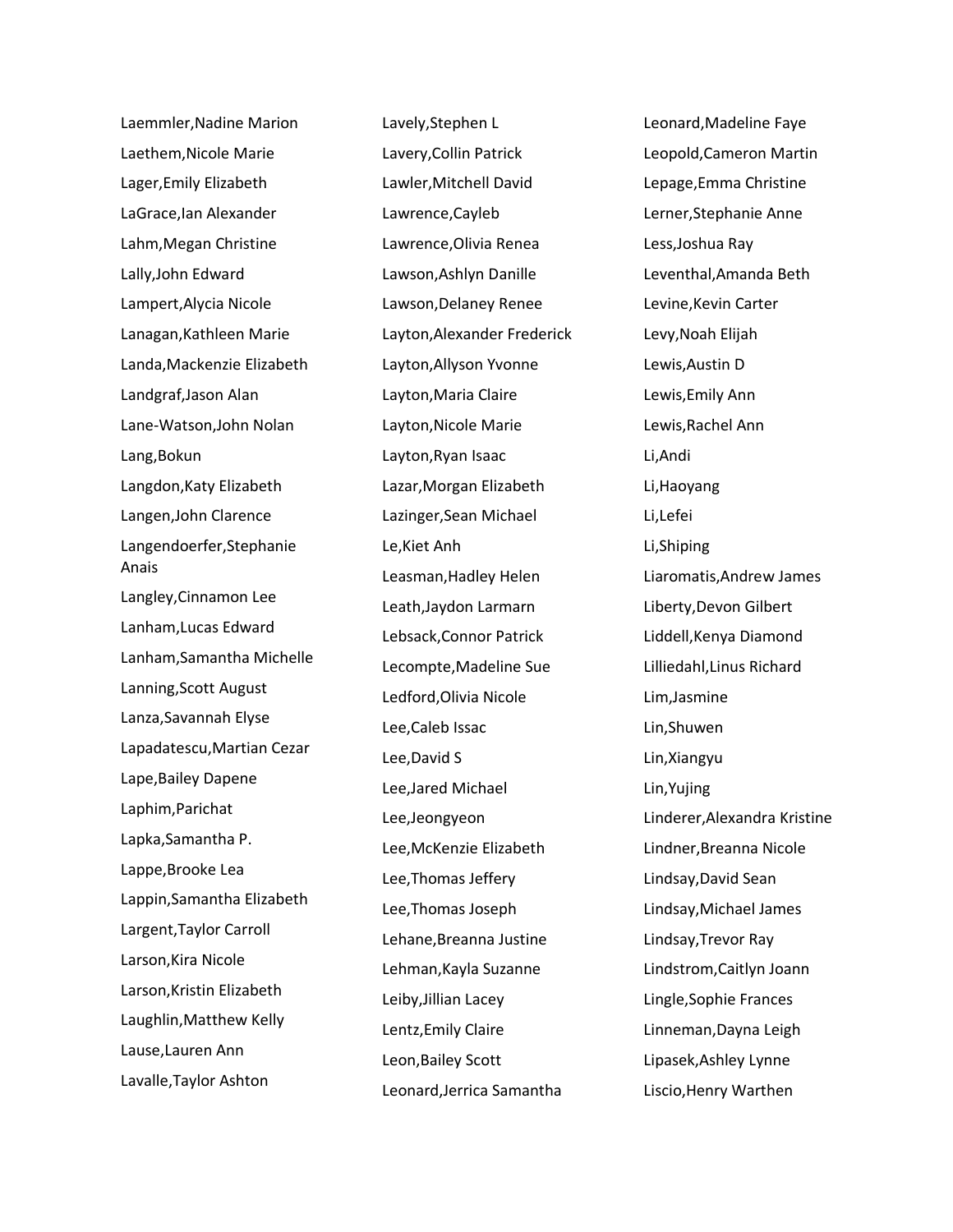Laemmler,Nadine Marion
Laethem,Nicole Marie
Lager,Emily Elizabeth
LaGrace,Ian Alexander
Lahm,Megan Christine
Lally,John Edward
Lampert,Alycia Nicole
Lanagan,Kathleen Marie
Landa,Mackenzie Elizabeth
Landgraf,Jason Alan
Lane-Watson,John Nolan
Lang,Bokun
Langdon,Katy Elizabeth
Langen,John Clarence
Langendoerfer,Stephanie Anais
Langley,Cinnamon Lee
Lanham,Lucas Edward
Lanham,Samantha Michelle
Lanning,Scott August
Lanza,Savannah Elyse
Lapadatescu,Martian Cezar
Lape,Bailey Dapene
Laphim,Parichat
Lapka,Samantha P.
Lappe,Brooke Lea
Lappin,Samantha Elizabeth
Largent,Taylor Carroll
Larson,Kira Nicole
Larson,Kristin Elizabeth
Laughlin,Matthew Kelly
Lause,Lauren Ann
Lavalle,Taylor Ashton
Lavely,Stephen L
Lavery,Collin Patrick
Lawler,Mitchell David
Lawrence,Cayleb
Lawrence,Olivia Renea
Lawson,Ashlyn Danille
Lawson,Delaney Renee
Layton,Alexander Frederick
Layton,Allyson Yvonne
Layton,Maria Claire
Layton,Nicole Marie
Layton,Ryan Isaac
Lazar,Morgan Elizabeth
Lazinger,Sean Michael
Le,Kiet Anh
Leasman,Hadley Helen
Leath,Jaydon Larmarn
Lebsack,Connor Patrick
Lecompte,Madeline Sue
Ledford,Olivia Nicole
Lee,Caleb Issac
Lee,David S
Lee,Jared Michael
Lee,Jeongyeon
Lee,McKenzie Elizabeth
Lee,Thomas Jeffery
Lee,Thomas Joseph
Lehane,Breanna Justine
Lehman,Kayla Suzanne
Leiby,Jillian Lacey
Lentz,Emily Claire
Leon,Bailey Scott
Leonard,Jerrica Samantha
Leonard,Madeline Faye
Leopold,Cameron Martin
Lepage,Emma Christine
Lerner,Stephanie Anne
Less,Joshua Ray
Leventhal,Amanda Beth
Levine,Kevin Carter
Levy,Noah Elijah
Lewis,Austin D
Lewis,Emily Ann
Lewis,Rachel Ann
Li,Andi
Li,Haoyang
Li,Lefei
Li,Shiping
Liaromatis,Andrew James
Liberty,Devon Gilbert
Liddell,Kenya Diamond
Lilliedahl,Linus Richard
Lim,Jasmine
Lin,Shuwen
Lin,Xiangyu
Lin,Yujing
Linderer,Alexandra Kristine
Lindner,Breanna Nicole
Lindsay,David Sean
Lindsay,Michael James
Lindsay,Trevor Ray
Lindstrom,Caitlyn Joann
Lingle,Sophie Frances
Linneman,Dayna Leigh
Lipasek,Ashley Lynne
Liscio,Henry Warthen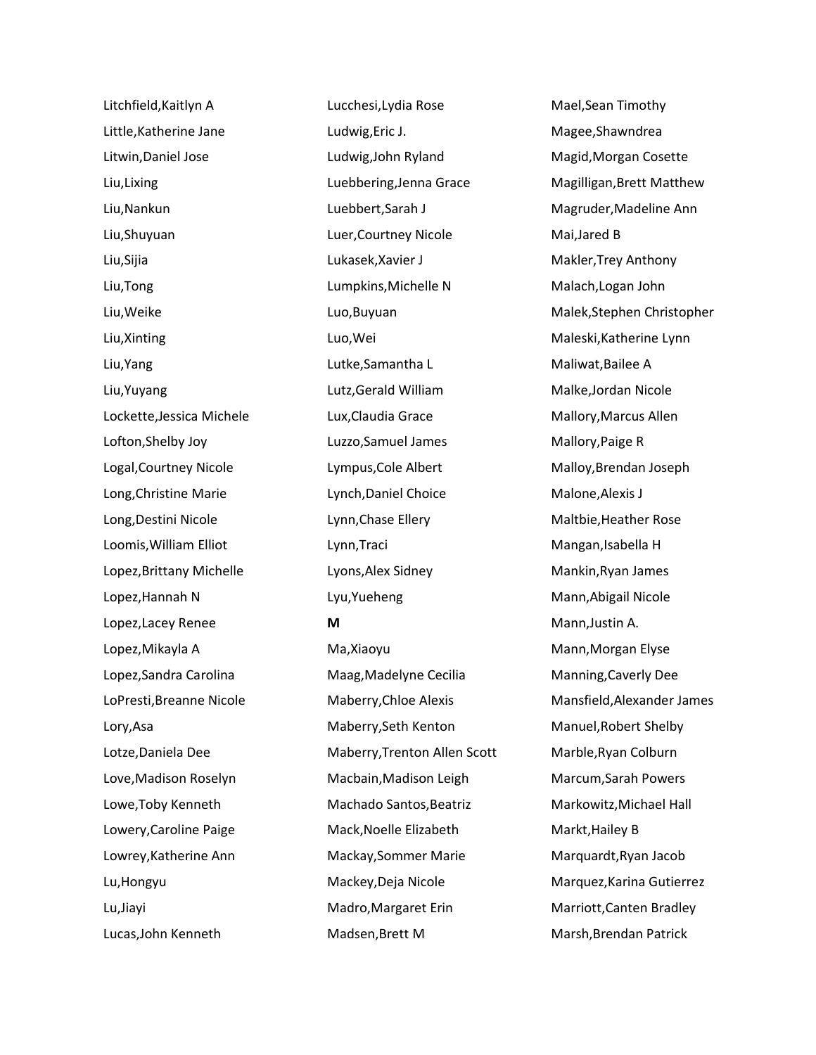Litchfield,Kaitlyn A

Little,Katherine Jane

Litwin,Daniel Jose

Liu,Lixing

Liu,Nankun

Liu,Shuyuan

Liu,Sijia

Liu,Tong

Liu,Weike

Liu,Xinting

Liu,Yang

Liu,Yuyang

Lockette,Jessica Michele

Lofton,Shelby Joy

Logal,Courtney Nicole

Long,Christine Marie

Long,Destini Nicole

Loomis,William Elliot

Lopez,Brittany Michelle

Lopez,Hannah N

Lopez,Lacey Renee

Lopez,Mikayla A

Lopez,Sandra Carolina

LoPresti,Breanne Nicole

Lory,Asa

Lotze,Daniela Dee

Love,Madison Roselyn

Lowe,Toby Kenneth

Lowery,Caroline Paige

Lowrey,Katherine Ann

Lu,Hongyu

Lu,Jiayi

Lucas,John Kenneth

Lucchesi,Lydia Rose

Ludwig,Eric J.

Ludwig,John Ryland

Luebbering,Jenna Grace

Luebbert,Sarah J

Luer,Courtney Nicole

Lukasek,Xavier J

Lumpkins,Michelle N

Luo,Buyuan

Luo,Wei

Lutke,Samantha L

Lutz,Gerald William

Lux,Claudia Grace

Luzzo,Samuel James

Lympus,Cole Albert

Lynch,Daniel Choice

Lynn,Chase Ellery

Lynn,Traci

Lyons,Alex Sidney

Lyu,Yueheng

**M**

Ma,Xiaoyu

Maag,Madelyne Cecilia

Maberry,Chloe Alexis

Maberry,Seth Kenton

Maberry,Trenton Allen Scott

Macbain,Madison Leigh

Machado Santos,Beatriz

Mack,Noelle Elizabeth

Mackay,Sommer Marie

Mackey,Deja Nicole

Madro,Margaret Erin

Madsen,Brett M

Mael,Sean Timothy

Magee,Shawndrea

Magid,Morgan Cosette

Magilligan,Brett Matthew

Magruder,Madeline Ann

Mai,Jared B

Makler,Trey Anthony

Malach,Logan John

Malek,Stephen Christopher

Maleski,Katherine Lynn

Maliwat,Bailee A

Malke,Jordan Nicole

Mallory,Marcus Allen

Mallory,Paige R

Malloy,Brendan Joseph

Malone,Alexis J

Maltbie,Heather Rose

Mangan,Isabella H

Mankin,Ryan James

Mann,Abigail Nicole

Mann,Justin A.

Mann,Morgan Elyse

Manning,Caverly Dee

Mansfield,Alexander James

Manuel,Robert Shelby

Marble,Ryan Colburn

Marcum,Sarah Powers

Markowitz,Michael Hall

Markt,Hailey B

Marquardt,Ryan Jacob

Marquez,Karina Gutierrez

Marriott,Canten Bradley

Marsh,Brendan Patrick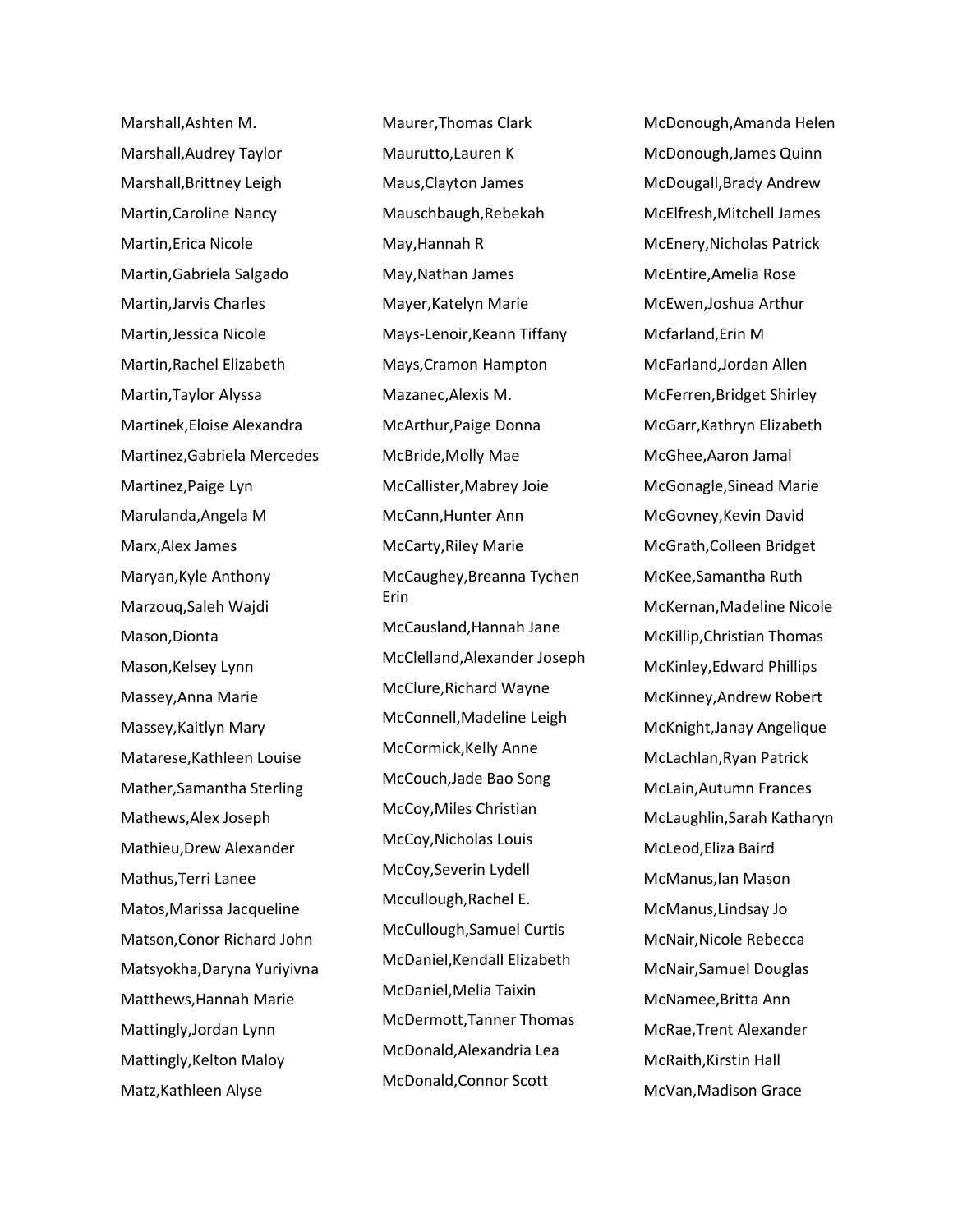Marshall,Ashten M.

Marshall,Audrey Taylor

Marshall,Brittney Leigh

Martin,Caroline Nancy

Martin,Erica Nicole

Martin,Gabriela Salgado

Martin,Jarvis Charles

Martin,Jessica Nicole

Martin,Rachel Elizabeth

Martin,Taylor Alyssa

Martinek,Eloise Alexandra

Martinez,Gabriela Mercedes

Martinez,Paige Lyn

Marulanda,Angela M

Marx,Alex James

Maryan,Kyle Anthony

Marzouq,Saleh Wajdi

Mason,Dionta

Mason,Kelsey Lynn

Massey,Anna Marie

Massey,Kaitlyn Mary

Matarese,Kathleen Louise

Mather,Samantha Sterling

Mathews,Alex Joseph

Mathieu,Drew Alexander

Mathus,Terri Lanee

Matos,Marissa Jacqueline

Matson,Conor Richard John

Matsyokha,Daryna Yuriyivna

Matthews,Hannah Marie

Mattingly,Jordan Lynn

Mattingly,Kelton Maloy

Matz,Kathleen Alyse

Maurer,Thomas Clark

Maurutto,Lauren K

Maus,Clayton James

Mauschbaugh,Rebekah

May,Hannah R

May,Nathan James

Mayer,Katelyn Marie

Mays-Lenoir,Keann Tiffany

Mays,Cramon Hampton

Mazanec,Alexis M.

McArthur,Paige Donna

McBride,Molly Mae

McCallister,Mabrey Joie

McCann,Hunter Ann

McCarty,Riley Marie

McCaughey,Breanna Tychen Erin

McCausland,Hannah Jane

McClelland,Alexander Joseph

McClure,Richard Wayne

McConnell,Madeline Leigh

McCormick,Kelly Anne

McCouch,Jade Bao Song

McCoy,Miles Christian

McCoy,Nicholas Louis

McCoy,Severin Lydell

Mccullough,Rachel E.

McCullough,Samuel Curtis

McDaniel,Kendall Elizabeth

McDaniel,Melia Taixin

McDermott,Tanner Thomas

McDonald,Alexandria Lea

McDonald,Connor Scott

McDonough,Amanda Helen

McDonough,James Quinn

McDougall,Brady Andrew

McElfresh,Mitchell James

McEnery,Nicholas Patrick

McEntire,Amelia Rose

McEwen,Joshua Arthur

Mcfarland,Erin M

McFarland,Jordan Allen

McFerren,Bridget Shirley

McGarr,Kathryn Elizabeth

McGhee,Aaron Jamal

McGonagle,Sinead Marie

McGovney,Kevin David

McGrath,Colleen Bridget

McKee,Samantha Ruth

McKernan,Madeline Nicole

McKillip,Christian Thomas

McKinley,Edward Phillips

McKinney,Andrew Robert

McKnight,Janay Angelique

McLachlan,Ryan Patrick

McLain,Autumn Frances

McLaughlin,Sarah Katharyn

McLeod,Eliza Baird

McManus,Ian Mason

McManus,Lindsay Jo

McNair,Nicole Rebecca

McNair,Samuel Douglas

McNamee,Britta Ann

McRae,Trent Alexander

McRaith,Kirstin Hall

McVan,Madison Grace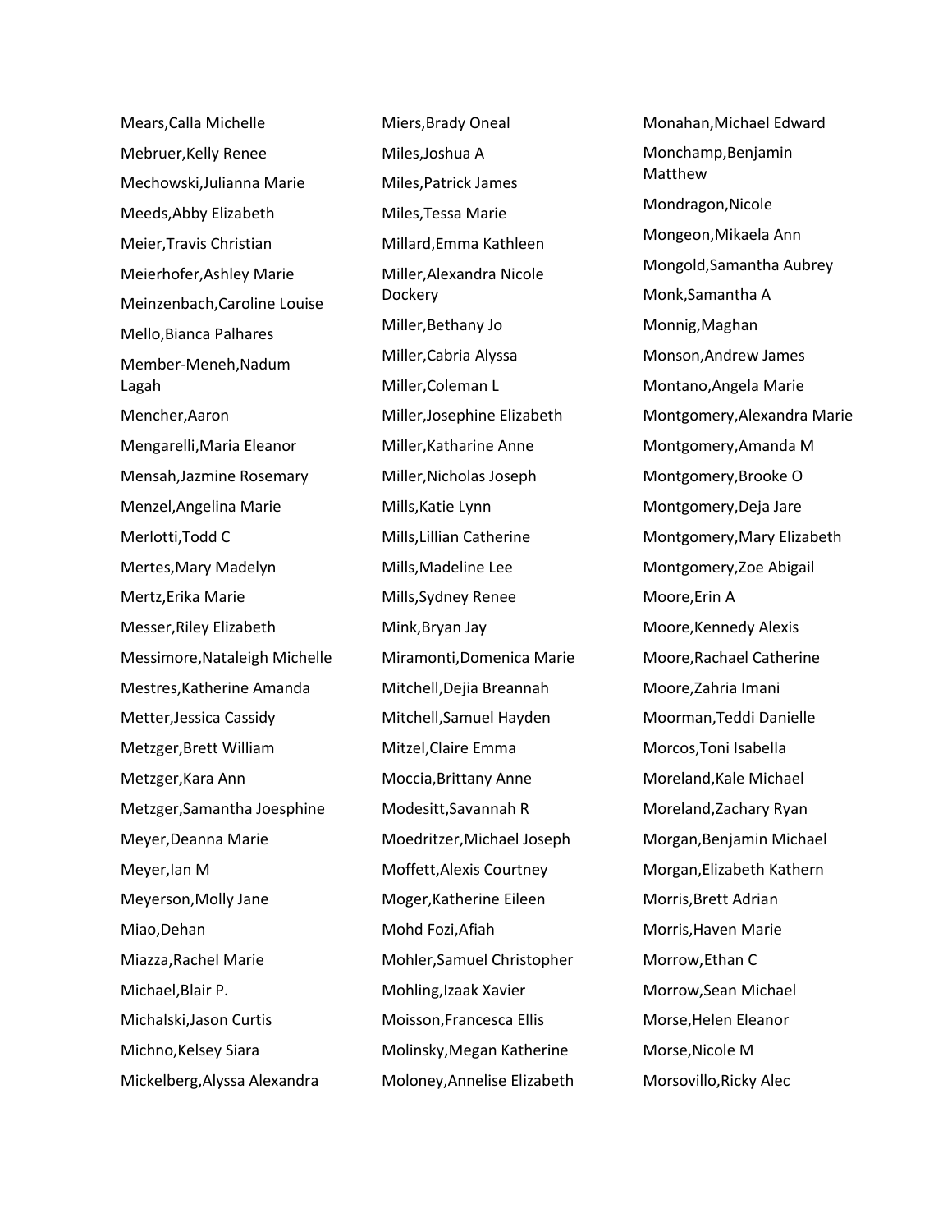Mears,Calla Michelle
Mebruer,Kelly Renee
Mechowski,Julianna Marie
Meeds,Abby Elizabeth
Meier,Travis Christian
Meierhofer,Ashley Marie
Meinzenbach,Caroline Louise
Mello,Bianca Palhares
Member-Meneh,Nadum Lagah
Mencher,Aaron
Mengarelli,Maria Eleanor
Mensah,Jazmine Rosemary
Menzel,Angelina Marie
Merlotti,Todd C
Mertes,Mary Madelyn
Mertz,Erika Marie
Messer,Riley Elizabeth
Messimore,Nataleigh Michelle
Mestres,Katherine Amanda
Metter,Jessica Cassidy
Metzger,Brett William
Metzger,Kara Ann
Metzger,Samantha Joesphine
Meyer,Deanna Marie
Meyer,Ian M
Meyerson,Molly Jane
Miao,Dehan
Miazza,Rachel Marie
Michael,Blair P.
Michalski,Jason Curtis
Michno,Kelsey Siara
Mickelberg,Alyssa Alexandra
Miers,Brady Oneal
Miles,Joshua A
Miles,Patrick James
Miles,Tessa Marie
Millard,Emma Kathleen
Miller,Alexandra Nicole Dockery
Miller,Bethany Jo
Miller,Cabria Alyssa
Miller,Coleman L
Miller,Josephine Elizabeth
Miller,Katharine Anne
Miller,Nicholas Joseph
Mills,Katie Lynn
Mills,Lillian Catherine
Mills,Madeline Lee
Mills,Sydney Renee
Mink,Bryan Jay
Miramonti,Domenica Marie
Mitchell,Dejia Breannah
Mitchell,Samuel Hayden
Mitzel,Claire Emma
Moccia,Brittany Anne
Modesitt,Savannah R
Moedritzer,Michael Joseph
Moffett,Alexis Courtney
Moger,Katherine Eileen
Mohd Fozi,Afiah
Mohler,Samuel Christopher
Mohling,Izaak Xavier
Moisson,Francesca Ellis
Molinsky,Megan Katherine
Moloney,Annelise Elizabeth
Monahan,Michael Edward
Monchamp,Benjamin Matthew
Mondragon,Nicole
Mongeon,Mikaela Ann
Mongold,Samantha Aubrey
Monk,Samantha A
Monnig,Maghan
Monson,Andrew James
Montano,Angela Marie
Montgomery,Alexandra Marie
Montgomery,Amanda M
Montgomery,Brooke O
Montgomery,Deja Jare
Montgomery,Mary Elizabeth
Montgomery,Zoe Abigail
Moore,Erin A
Moore,Kennedy Alexis
Moore,Rachael Catherine
Moore,Zahria Imani
Moorman,Teddi Danielle
Morcos,Toni Isabella
Moreland,Kale Michael
Moreland,Zachary Ryan
Morgan,Benjamin Michael
Morgan,Elizabeth Kathern
Morris,Brett Adrian
Morris,Haven Marie
Morrow,Ethan C
Morrow,Sean Michael
Morse,Helen Eleanor
Morse,Nicole M
Morsovillo,Ricky Alec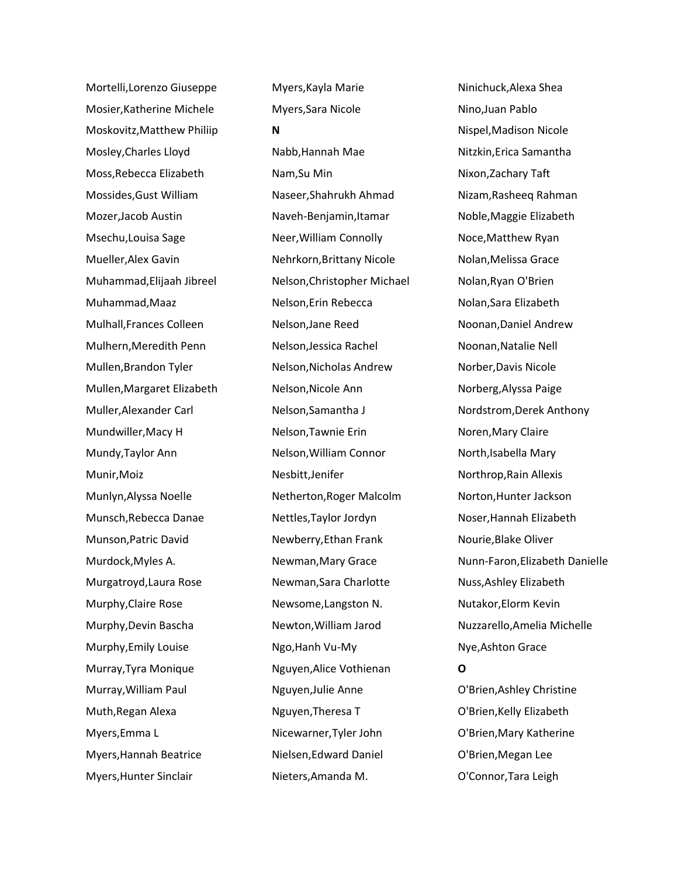Mortelli,Lorenzo Giuseppe
Mosier,Katherine Michele
Moskovitz,Matthew Philiip
Mosley,Charles Lloyd
Moss,Rebecca Elizabeth
Mossides,Gust William
Mozer,Jacob Austin
Msechu,Louisa Sage
Mueller,Alex Gavin
Muhammad,Elijaah Jibreel
Muhammad,Maaz
Mulhall,Frances Colleen
Mulhern,Meredith Penn
Mullen,Brandon Tyler
Mullen,Margaret Elizabeth
Muller,Alexander Carl
Mundwiller,Macy H
Mundy,Taylor Ann
Munir,Moiz
Munlyn,Alyssa Noelle
Munsch,Rebecca Danae
Munson,Patric David
Murdock,Myles A.
Murgatroyd,Laura Rose
Murphy,Claire Rose
Murphy,Devin Bascha
Murphy,Emily Louise
Murray,Tyra Monique
Murray,William Paul
Muth,Regan Alexa
Myers,Emma L
Myers,Hannah Beatrice
Myers,Hunter Sinclair
Myers,Kayla Marie
Myers,Sara Nicole

**N**

Nabb,Hannah Mae
Nam,Su Min
Naseer,Shahrukh Ahmad
Naveh-Benjamin,Itamar
Neer,William Connolly
Nehrkorn,Brittany Nicole
Nelson,Christopher Michael
Nelson,Erin Rebecca
Nelson,Jane Reed
Nelson,Jessica Rachel
Nelson,Nicholas Andrew
Nelson,Nicole Ann
Nelson,Samantha J
Nelson,Tawnie Erin
Nelson,William Connor
Nesbitt,Jenifer
Netherton,Roger Malcolm
Nettles,Taylor Jordyn
Newberry,Ethan Frank
Newman,Mary Grace
Newman,Sara Charlotte
Newsome,Langston N.
Newton,William Jarod
Ngo,Hanh Vu-My
Nguyen,Alice Vothienan
Nguyen,Julie Anne
Nguyen,Theresa T
Nicewarner,Tyler John
Nielsen,Edward Daniel
Nieters,Amanda M.
Ninichuck,Alexa Shea
Nino,Juan Pablo
Nispel,Madison Nicole
Nitzkin,Erica Samantha
Nixon,Zachary Taft
Nizam,Rasheeq Rahman
Noble,Maggie Elizabeth
Noce,Matthew Ryan
Nolan,Melissa Grace
Nolan,Ryan O'Brien
Nolan,Sara Elizabeth
Noonan,Daniel Andrew
Noonan,Natalie Nell
Norber,Davis Nicole
Norberg,Alyssa Paige
Nordstrom,Derek Anthony
Noren,Mary Claire
North,Isabella Mary
Northrop,Rain Allexis
Norton,Hunter Jackson
Noser,Hannah Elizabeth
Nourie,Blake Oliver
Nunn-Faron,Elizabeth Danielle
Nuss,Ashley Elizabeth
Nutakor,Elorm Kevin
Nuzzarello,Amelia Michelle
Nye,Ashton Grace

**O**

O'Brien,Ashley Christine
O'Brien,Kelly Elizabeth
O'Brien,Mary Katherine
O'Brien,Megan Lee
O'Connor,Tara Leigh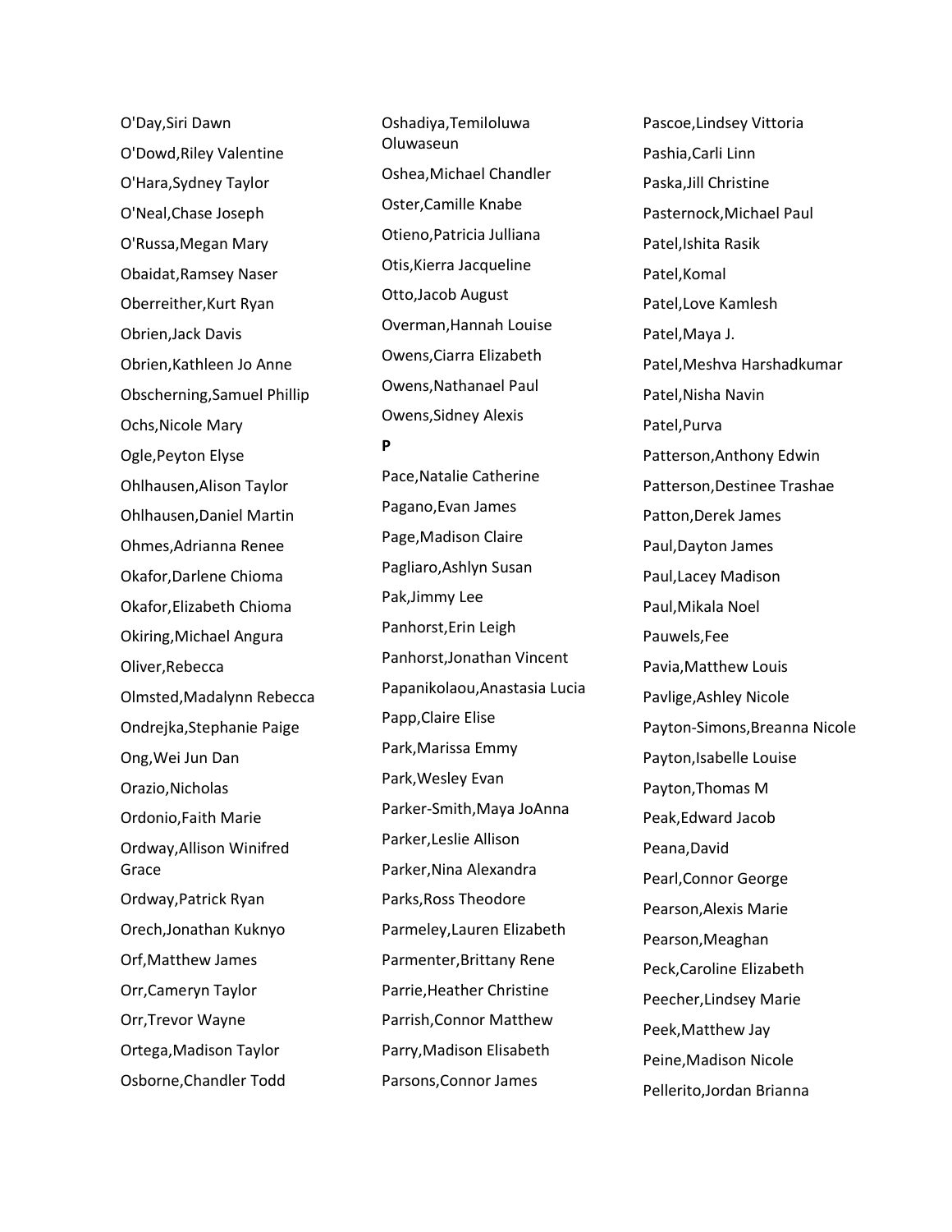O'Day,Siri Dawn
O'Dowd,Riley Valentine
O'Hara,Sydney Taylor
O'Neal,Chase Joseph
O'Russa,Megan Mary
Obaidat,Ramsey Naser
Oberreither,Kurt Ryan
Obrien,Jack Davis
Obrien,Kathleen Jo Anne
Obscherning,Samuel Phillip
Ochs,Nicole Mary
Ogle,Peyton Elyse
Ohlhausen,Alison Taylor
Ohlhausen,Daniel Martin
Ohmes,Adrianna Renee
Okafor,Darlene Chioma
Okafor,Elizabeth Chioma
Okiring,Michael Angura
Oliver,Rebecca
Olmsted,Madalynn Rebecca
Ondrejka,Stephanie Paige
Ong,Wei Jun Dan
Orazio,Nicholas
Ordonio,Faith Marie
Ordway,Allison Winifred Grace
Ordway,Patrick Ryan
Orech,Jonathan Kuknyo
Orf,Matthew James
Orr,Cameryn Taylor
Orr,Trevor Wayne
Ortega,Madison Taylor
Osborne,Chandler Todd
Oshadiya,Temiloluwa Oluwaseun
Oshea,Michael Chandler
Oster,Camille Knabe
Otieno,Patricia Julliana
Otis,Kierra Jacqueline
Otto,Jacob August
Overman,Hannah Louise
Owens,Ciarra Elizabeth
Owens,Nathanael Paul
Owens,Sidney Alexis

**P**

Pace,Natalie Catherine
Pagano,Evan James
Page,Madison Claire
Pagliaro,Ashlyn Susan
Pak,Jimmy Lee
Panhorst,Erin Leigh
Panhorst,Jonathan Vincent
Papanikolaou,Anastasia Lucia
Papp,Claire Elise
Park,Marissa Emmy
Park,Wesley Evan
Parker-Smith,Maya JoAnna
Parker,Leslie Allison
Parker,Nina Alexandra
Parks,Ross Theodore
Parmeley,Lauren Elizabeth
Parmenter,Brittany Rene
Parrie,Heather Christine
Parrish,Connor Matthew
Parry,Madison Elisabeth
Parsons,Connor James
Pascoe,Lindsey Vittoria
Pashia,Carli Linn
Paska,Jill Christine
Pasternock,Michael Paul
Patel,Ishita Rasik
Patel,Komal
Patel,Love Kamlesh
Patel,Maya J.
Patel,Meshva Harshadkumar
Patel,Nisha Navin
Patel,Purva
Patterson,Anthony Edwin
Patterson,Destinee Trashae
Patton,Derek James
Paul,Dayton James
Paul,Lacey Madison
Paul,Mikala Noel
Pauwels,Fee
Pavia,Matthew Louis
Pavlige,Ashley Nicole
Payton-Simons,Breanna Nicole
Payton,Isabelle Louise
Payton,Thomas M
Peak,Edward Jacob
Peana,David
Pearl,Connor George
Pearson,Alexis Marie
Pearson,Meaghan
Peck,Caroline Elizabeth
Peecher,Lindsey Marie
Peek,Matthew Jay
Peine,Madison Nicole
Pellerito,Jordan Brianna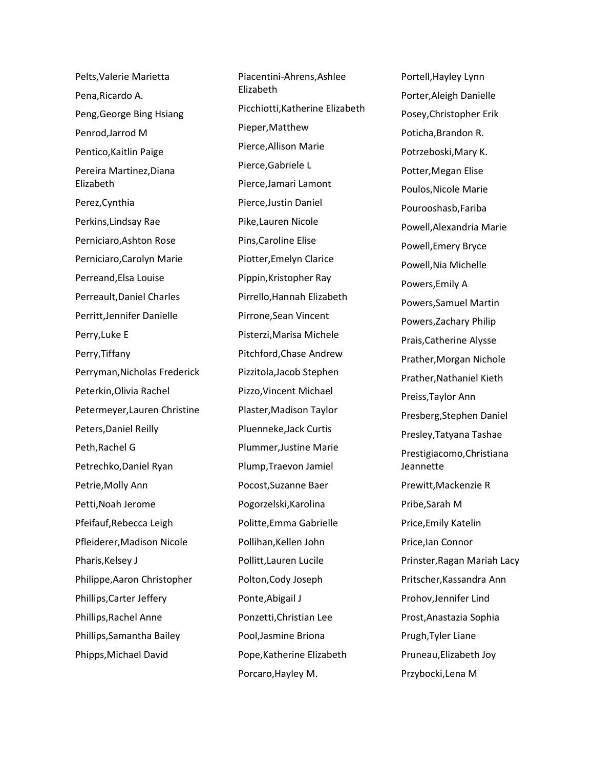Pelts,Valerie Marietta

Pena,Ricardo A.

Peng,George Bing Hsiang

Penrod,Jarrod M

Pentico,Kaitlin Paige

Pereira Martinez,Diana Elizabeth

Perez,Cynthia

Perkins,Lindsay Rae

Perniciaro,Ashton Rose

Perniciaro,Carolyn Marie

Perreand,Elsa Louise

Perreault,Daniel Charles

Perritt,Jennifer Danielle

Perry,Luke E

Perry,Tiffany

Perryman,Nicholas Frederick

Peterkin,Olivia Rachel

Petermeyer,Lauren Christine

Peters,Daniel Reilly

Peth,Rachel G

Petrechko,Daniel Ryan

Petrie,Molly Ann

Petti,Noah Jerome

Pfeifauf,Rebecca Leigh

Pfleiderer,Madison Nicole

Pharis,Kelsey J

Philippe,Aaron Christopher

Phillips,Carter Jeffery

Phillips,Rachel Anne

Phillips,Samantha Bailey

Phipps,Michael David

Piacentini-Ahrens,Ashlee Elizabeth

Picchiotti,Katherine Elizabeth

Pieper,Matthew

Pierce,Allison Marie

Pierce,Gabriele L

Pierce,Jamari Lamont

Pierce,Justin Daniel

Pike,Lauren Nicole

Pins,Caroline Elise

Piotter,Emelyn Clarice

Pippin,Kristopher Ray

Pirrello,Hannah Elizabeth

Pirrone,Sean Vincent

Pisterzi,Marisa Michele

Pitchford,Chase Andrew

Pizzitola,Jacob Stephen

Pizzo,Vincent Michael

Plaster,Madison Taylor

Pluenneke,Jack Curtis

Plummer,Justine Marie

Plump,Traevon Jamiel

Pocost,Suzanne Baer

Pogorzelski,Karolina

Politte,Emma Gabrielle

Pollihan,Kellen John

Pollitt,Lauren Lucile

Polton,Cody Joseph

Ponte,Abigail J

Ponzetti,Christian Lee

Pool,Jasmine Briona

Pope,Katherine Elizabeth

Porcaro,Hayley M.

Portell,Hayley Lynn

Porter,Aleigh Danielle

Posey,Christopher Erik

Poticha,Brandon R.

Potrzeboski,Mary K.

Potter,Megan Elise

Poulos,Nicole Marie

Pourooshasb,Fariba

Powell,Alexandria Marie

Powell,Emery Bryce

Powell,Nia Michelle

Powers,Emily A

Powers,Samuel Martin

Powers,Zachary Philip

Prais,Catherine Alysse

Prather,Morgan Nichole

Prather,Nathaniel Kieth

Preiss,Taylor Ann

Presberg,Stephen Daniel

Presley,Tatyana Tashae

Prestigiacomo,Christiana Jeannette

Prewitt,Mackenzie R

Pribe,Sarah M

Price,Emily Katelin

Price,Ian Connor

Prinster,Ragan Mariah Lacy

Pritscher,Kassandra Ann

Prohov,Jennifer Lind

Prost,Anastazia Sophia

Prugh,Tyler Liane

Pruneau,Elizabeth Joy

Przybocki,Lena M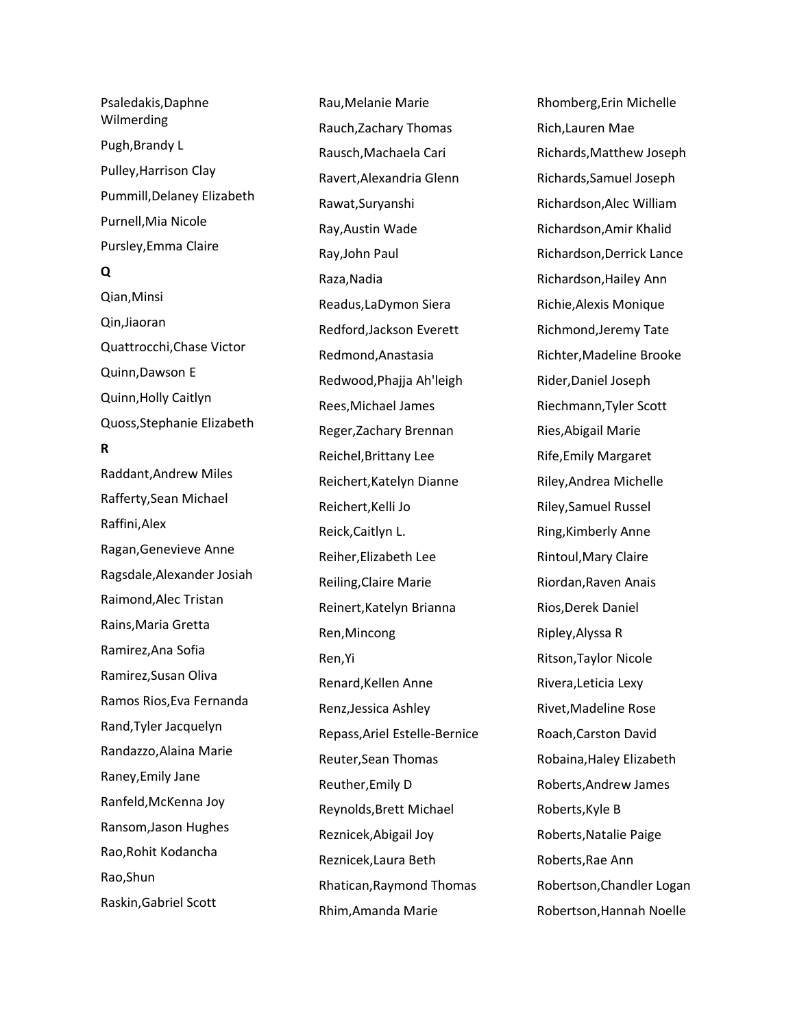Psaledakis,Daphne Wilmerding

Pugh,Brandy L

Pulley,Harrison Clay

Pummill,Delaney Elizabeth

Purnell,Mia Nicole

Pursley,Emma Claire

**Q**

Qian,Minsi

Qin,Jiaoran

Quattrocchi,Chase Victor

Quinn,Dawson E

Quinn,Holly Caitlyn

Quoss,Stephanie Elizabeth

**R**

Raddant,Andrew Miles

Rafferty,Sean Michael

Raffini,Alex

Ragan,Genevieve Anne

Ragsdale,Alexander Josiah

Raimond,Alec Tristan

Rains,Maria Gretta

Ramirez,Ana Sofia

Ramirez,Susan Oliva

Ramos Rios,Eva Fernanda

Rand,Tyler Jacquelyn

Randazzo,Alaina Marie

Raney,Emily Jane

Ranfeld,McKenna Joy

Ransom,Jason Hughes

Rao,Rohit Kodancha

Rao,Shun

Raskin,Gabriel Scott

Rau,Melanie Marie

Rauch,Zachary Thomas

Rausch,Machaela Cari

Ravert,Alexandria Glenn

Rawat,Suryanshi

Ray,Austin Wade

Ray,John Paul

Raza,Nadia

Readus,LaDymon Siera

Redford,Jackson Everett

Redmond,Anastasia

Redwood,Phajja Ah'leigh

Rees,Michael James

Reger,Zachary Brennan

Reichel,Brittany Lee

Reichert,Katelyn Dianne

Reichert,Kelli Jo

Reick,Caitlyn L.

Reiher,Elizabeth Lee

Reiling,Claire Marie

Reinert,Katelyn Brianna

Ren,Mincong

Ren,Yi

Renard,Kellen Anne

Renz,Jessica Ashley

Repass,Ariel Estelle-Bernice

Reuter,Sean Thomas

Reuther,Emily D

Reynolds,Brett Michael

Reznicek,Abigail Joy

Reznicek,Laura Beth

Rhatican,Raymond Thomas

Rhim,Amanda Marie

Rhomberg,Erin Michelle

Rich,Lauren Mae

Richards,Matthew Joseph

Richards,Samuel Joseph

Richardson,Alec William

Richardson,Amir Khalid

Richardson,Derrick Lance

Richardson,Hailey Ann

Richie,Alexis Monique

Richmond,Jeremy Tate

Richter,Madeline Brooke

Rider,Daniel Joseph

Riechmann,Tyler Scott

Ries,Abigail Marie

Rife,Emily Margaret

Riley,Andrea Michelle

Riley,Samuel Russel

Ring,Kimberly Anne

Rintoul,Mary Claire

Riordan,Raven Anais

Rios,Derek Daniel

Ripley,Alyssa R

Ritson,Taylor Nicole

Rivera,Leticia Lexy

Rivet,Madeline Rose

Roach,Carston David

Robaina,Haley Elizabeth

Roberts,Andrew James

Roberts,Kyle B

Roberts,Natalie Paige

Roberts,Rae Ann

Robertson,Chandler Logan

Robertson,Hannah Noelle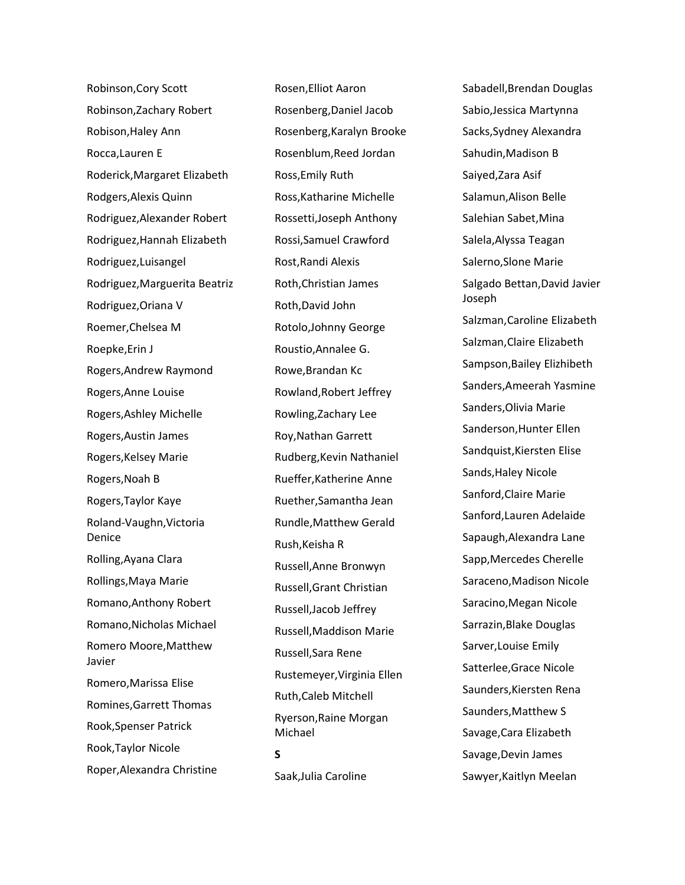Robinson,Cory Scott

Robinson,Zachary Robert

Robison,Haley Ann

Rocca,Lauren E

Roderick,Margaret Elizabeth

Rodgers,Alexis Quinn

Rodriguez,Alexander Robert

Rodriguez,Hannah Elizabeth

Rodriguez,Luisangel

Rodriguez,Marguerita Beatriz

Rodriguez,Oriana V

Roemer,Chelsea M

Roepke,Erin J

Rogers,Andrew Raymond

Rogers,Anne Louise

Rogers,Ashley Michelle

Rogers,Austin James

Rogers,Kelsey Marie

Rogers,Noah B

Rogers,Taylor Kaye

Roland-Vaughn,Victoria Denice

Rolling,Ayana Clara

Rollings,Maya Marie

Romano,Anthony Robert

Romano,Nicholas Michael

Romero Moore,Matthew Javier

Romero,Marissa Elise

Romines,Garrett Thomas

Rook,Spenser Patrick

Rook,Taylor Nicole

Roper,Alexandra Christine

Rosen,Elliot Aaron

Rosenberg,Daniel Jacob

Rosenberg,Karalyn Brooke

Rosenblum,Reed Jordan

Ross,Emily Ruth

Ross,Katharine Michelle

Rossetti,Joseph Anthony

Rossi,Samuel Crawford

Rost,Randi Alexis

Roth,Christian James

Roth,David John

Rotolo,Johnny George

Roustio,Annalee G.

Rowe,Brandan Kc

Rowland,Robert Jeffrey

Rowling,Zachary Lee

Roy,Nathan Garrett

Rudberg,Kevin Nathaniel

Rueffer,Katherine Anne

Ruether,Samantha Jean

Rundle,Matthew Gerald

Rush,Keisha R

Russell,Anne Bronwyn

Russell,Grant Christian

Russell,Jacob Jeffrey

Russell,Maddison Marie

Russell,Sara Rene

Rustemeyer,Virginia Ellen

Ruth,Caleb Mitchell

Ryerson,Raine Morgan Michael

**S**

Saak,Julia Caroline

Sabadell,Brendan Douglas

Sabio,Jessica Martynna

Sacks,Sydney Alexandra

Sahudin,Madison B

Saiyed,Zara Asif

Salamun,Alison Belle

Salehian Sabet,Mina

Salela,Alyssa Teagan

Salerno,Slone Marie

Salgado Bettan,David Javier Joseph

Salzman,Caroline Elizabeth

Salzman,Claire Elizabeth

Sampson,Bailey Elizhibeth

Sanders,Ameerah Yasmine

Sanders,Olivia Marie

Sanderson,Hunter Ellen

Sandquist,Kiersten Elise

Sands,Haley Nicole

Sanford,Claire Marie

Sanford,Lauren Adelaide

Sapaugh,Alexandra Lane

Sapp,Mercedes Cherelle

Saraceno,Madison Nicole

Saracino,Megan Nicole

Sarrazin,Blake Douglas

Sarver,Louise Emily

Satterlee,Grace Nicole

Saunders,Kiersten Rena

Saunders,Matthew S

Savage,Cara Elizabeth

Savage,Devin James

Sawyer,Kaitlyn Meelan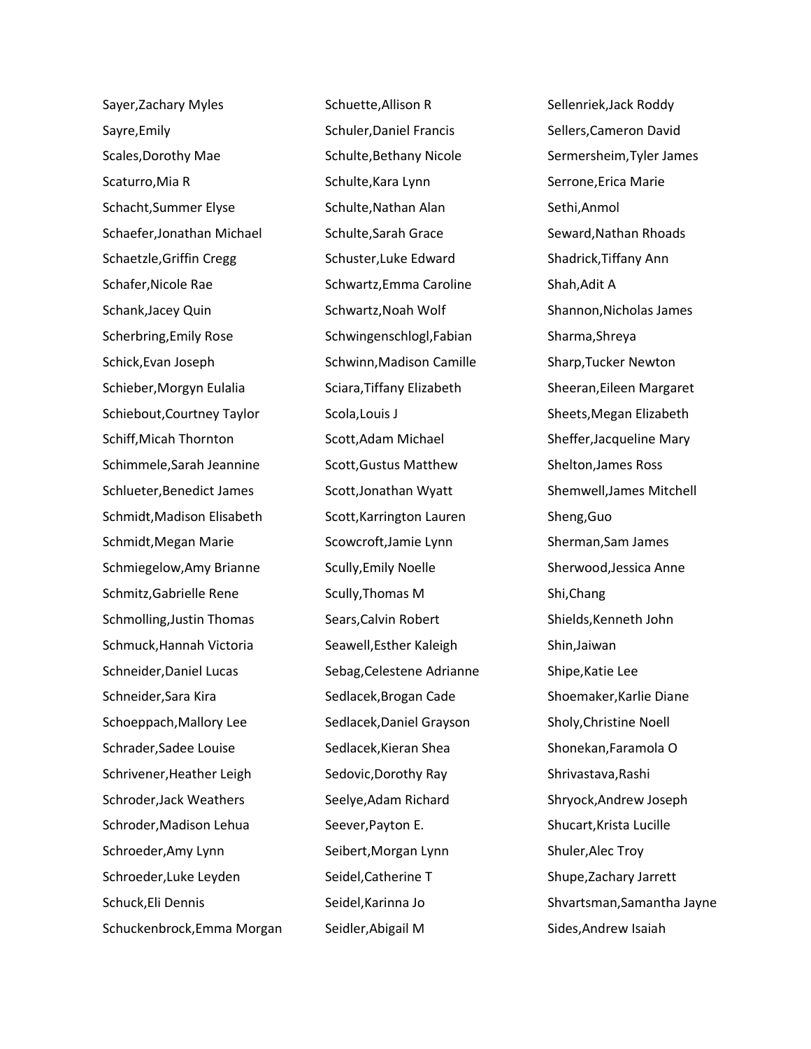Sayer,Zachary Myles
Sayre,Emily
Scales,Dorothy Mae
Scaturro,Mia R
Schacht,Summer Elyse
Schaefer,Jonathan Michael
Schaetzle,Griffin Cregg
Schafer,Nicole Rae
Schank,Jacey Quin
Scherbring,Emily Rose
Schick,Evan Joseph
Schieber,Morgyn Eulalia
Schiebout,Courtney Taylor
Schiff,Micah Thornton
Schimmele,Sarah Jeannine
Schlueter,Benedict James
Schmidt,Madison Elisabeth
Schmidt,Megan Marie
Schmiegelow,Amy Brianne
Schmitz,Gabrielle Rene
Schmolling,Justin Thomas
Schmuck,Hannah Victoria
Schneider,Daniel Lucas
Schneider,Sara Kira
Schoeppach,Mallory Lee
Schrader,Sadee Louise
Schrivener,Heather Leigh
Schroder,Jack Weathers
Schroder,Madison Lehua
Schroeder,Amy Lynn
Schroeder,Luke Leyden
Schuck,Eli Dennis
Schuckenbrock,Emma Morgan
Schuette,Allison R
Schuler,Daniel Francis
Schulte,Bethany Nicole
Schulte,Kara Lynn
Schulte,Nathan Alan
Schulte,Sarah Grace
Schuster,Luke Edward
Schwartz,Emma Caroline
Schwartz,Noah Wolf
Schwingenschlogl,Fabian
Schwinn,Madison Camille
Sciara,Tiffany Elizabeth
Scola,Louis J
Scott,Adam Michael
Scott,Gustus Matthew
Scott,Jonathan Wyatt
Scott,Karrington Lauren
Scowcroft,Jamie Lynn
Scully,Emily Noelle
Scully,Thomas M
Sears,Calvin Robert
Seawell,Esther Kaleigh
Sebag,Celestene Adrianne
Sedlacek,Brogan Cade
Sedlacek,Daniel Grayson
Sedlacek,Kieran Shea
Sedovic,Dorothy Ray
Seelye,Adam Richard
Seever,Payton E.
Seibert,Morgan Lynn
Seidel,Catherine T
Seidel,Karinna Jo
Seidler,Abigail M
Sellenriek,Jack Roddy
Sellers,Cameron David
Sermersheim,Tyler James
Serrone,Erica Marie
Sethi,Anmol
Seward,Nathan Rhoads
Shadrick,Tiffany Ann
Shah,Adit A
Shannon,Nicholas James
Sharma,Shreya
Sharp,Tucker Newton
Sheeran,Eileen Margaret
Sheets,Megan Elizabeth
Sheffer,Jacqueline Mary
Shelton,James Ross
Shemwell,James Mitchell
Sheng,Guo
Sherman,Sam James
Sherwood,Jessica Anne
Shi,Chang
Shields,Kenneth John
Shin,Jaiwan
Shipe,Katie Lee
Shoemaker,Karlie Diane
Sholy,Christine Noell
Shonekan,Faramola O
Shrivastava,Rashi
Shryock,Andrew Joseph
Shucart,Krista Lucille
Shuler,Alec Troy
Shupe,Zachary Jarrett
Shvartsman,Samantha Jayne
Sides,Andrew Isaiah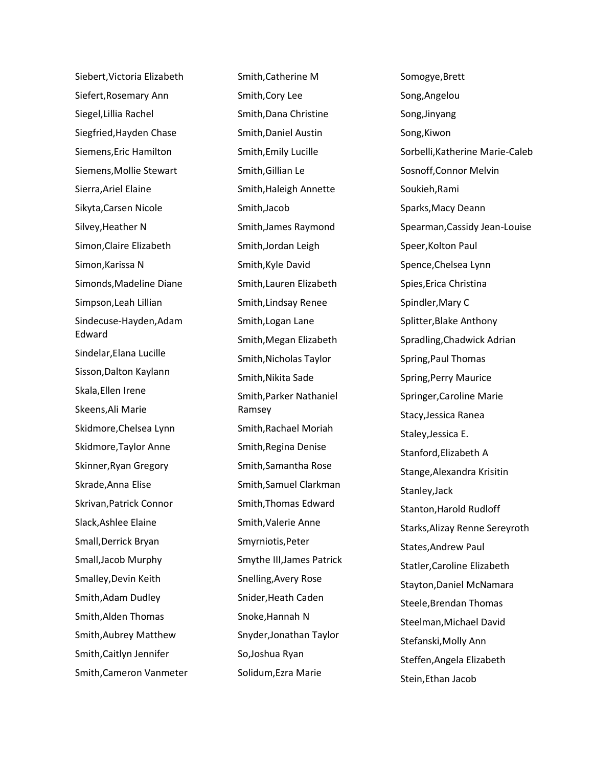Siebert,Victoria Elizabeth
Siefert,Rosemary Ann
Siegel,Lillia Rachel
Siegfried,Hayden Chase
Siemens,Eric Hamilton
Siemens,Mollie Stewart
Sierra,Ariel Elaine
Sikyta,Carsen Nicole
Silvey,Heather N
Simon,Claire Elizabeth
Simon,Karissa N
Simonds,Madeline Diane
Simpson,Leah Lillian
Sindecuse-Hayden,Adam Edward
Sindelar,Elana Lucille
Sisson,Dalton Kaylann
Skala,Ellen Irene
Skeens,Ali Marie
Skidmore,Chelsea Lynn
Skidmore,Taylor Anne
Skinner,Ryan Gregory
Skrade,Anna Elise
Skrivan,Patrick Connor
Slack,Ashlee Elaine
Small,Derrick Bryan
Small,Jacob Murphy
Smalley,Devin Keith
Smith,Adam Dudley
Smith,Alden Thomas
Smith,Aubrey Matthew
Smith,Caitlyn Jennifer
Smith,Cameron Vanmeter
Smith,Catherine M
Smith,Cory Lee
Smith,Dana Christine
Smith,Daniel Austin
Smith,Emily Lucille
Smith,Gillian Le
Smith,Haleigh Annette
Smith,Jacob
Smith,James Raymond
Smith,Jordan Leigh
Smith,Kyle David
Smith,Lauren Elizabeth
Smith,Lindsay Renee
Smith,Logan Lane
Smith,Megan Elizabeth
Smith,Nicholas Taylor
Smith,Nikita Sade
Smith,Parker Nathaniel Ramsey
Smith,Rachael Moriah
Smith,Regina Denise
Smith,Samantha Rose
Smith,Samuel Clarkman
Smith,Thomas Edward
Smith,Valerie Anne
Smyrniotis,Peter
Smythe III,James Patrick
Snelling,Avery Rose
Snider,Heath Caden
Snoke,Hannah N
Snyder,Jonathan Taylor
So,Joshua Ryan
Solidum,Ezra Marie
Somogye,Brett
Song,Angelou
Song,Jinyang
Song,Kiwon
Sorbelli,Katherine Marie-Caleb
Sosnoff,Connor Melvin
Soukieh,Rami
Sparks,Macy Deann
Spearman,Cassidy Jean-Louise
Speer,Kolton Paul
Spence,Chelsea Lynn
Spies,Erica Christina
Spindler,Mary C
Splitter,Blake Anthony
Spradling,Chadwick Adrian
Spring,Paul Thomas
Spring,Perry Maurice
Springer,Caroline Marie
Stacy,Jessica Ranea
Staley,Jessica E.
Stanford,Elizabeth A
Stange,Alexandra Krisitin
Stanley,Jack
Stanton,Harold Rudloff
Starks,Alizay Renne Sereyroth
States,Andrew Paul
Statler,Caroline Elizabeth
Stayton,Daniel McNamara
Steele,Brendan Thomas
Steelman,Michael David
Stefanski,Molly Ann
Steffen,Angela Elizabeth
Stein,Ethan Jacob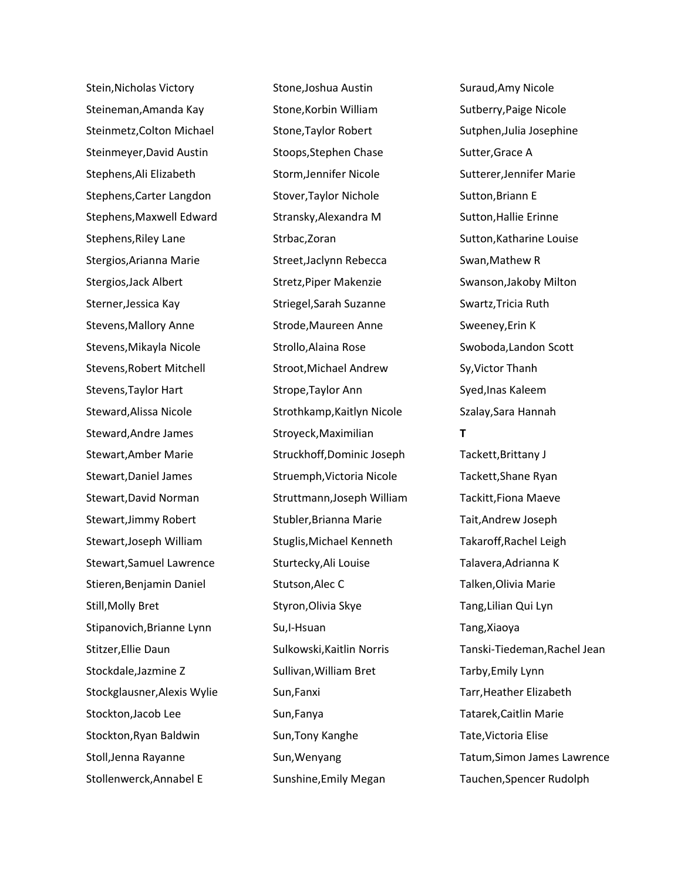Stein,Nicholas Victory
Steineman,Amanda Kay
Steinmetz,Colton Michael
Steinmeyer,David Austin
Stephens,Ali Elizabeth
Stephens,Carter Langdon
Stephens,Maxwell Edward
Stephens,Riley Lane
Stergios,Arianna Marie
Stergios,Jack Albert
Sterner,Jessica Kay
Stevens,Mallory Anne
Stevens,Mikayla Nicole
Stevens,Robert Mitchell
Stevens,Taylor Hart
Steward,Alissa Nicole
Steward,Andre James
Stewart,Amber Marie
Stewart,Daniel James
Stewart,David Norman
Stewart,Jimmy Robert
Stewart,Joseph William
Stewart,Samuel Lawrence
Stieren,Benjamin Daniel
Still,Molly Bret
Stipanovich,Brianne Lynn
Stitzer,Ellie Daun
Stockdale,Jazmine Z
Stockglausner,Alexis Wylie
Stockton,Jacob Lee
Stockton,Ryan Baldwin
Stoll,Jenna Rayanne
Stollenwerck,Annabel E
Stone,Joshua Austin
Stone,Korbin William
Stone,Taylor Robert
Stoops,Stephen Chase
Storm,Jennifer Nicole
Stover,Taylor Nichole
Stransky,Alexandra M
Strbac,Zoran
Street,Jaclynn Rebecca
Stretz,Piper Makenzie
Striegel,Sarah Suzanne
Strode,Maureen Anne
Strollo,Alaina Rose
Stroot,Michael Andrew
Strope,Taylor Ann
Strothkamp,Kaitlyn Nicole
Stroyeck,Maximilian
Struckhoff,Dominic Joseph
Struemph,Victoria Nicole
Struttmann,Joseph William
Stubler,Brianna Marie
Stuglis,Michael Kenneth
Sturtecky,Ali Louise
Stutson,Alec C
Styron,Olivia Skye
Su,I-Hsuan
Sulkowski,Kaitlin Norris
Sullivan,William Bret
Sun,Fanxi
Sun,Fanya
Sun,Tony Kanghe
Sun,Wenyang
Sunshine,Emily Megan
Suraud,Amy Nicole
Sutberry,Paige Nicole
Sutphen,Julia Josephine
Sutter,Grace A
Sutterer,Jennifer Marie
Sutton,Briann E
Sutton,Hallie Erinne
Sutton,Katharine Louise
Swan,Mathew R
Swanson,Jakoby Milton
Swartz,Tricia Ruth
Sweeney,Erin K
Swoboda,Landon Scott
Sy,Victor Thanh
Syed,Inas Kaleem
Szalay,Sara Hannah

**T**

Tackett,Brittany J
Tackett,Shane Ryan
Tackitt,Fiona Maeve
Tait,Andrew Joseph
Takaroff,Rachel Leigh
Talavera,Adrianna K
Talken,Olivia Marie
Tang,Lilian Qui Lyn
Tang,Xiaoya
Tanski-Tiedeman,Rachel Jean
Tarby,Emily Lynn
Tarr,Heather Elizabeth
Tatarek,Caitlin Marie
Tate,Victoria Elise
Tatum,Simon James Lawrence
Tauchen,Spencer Rudolph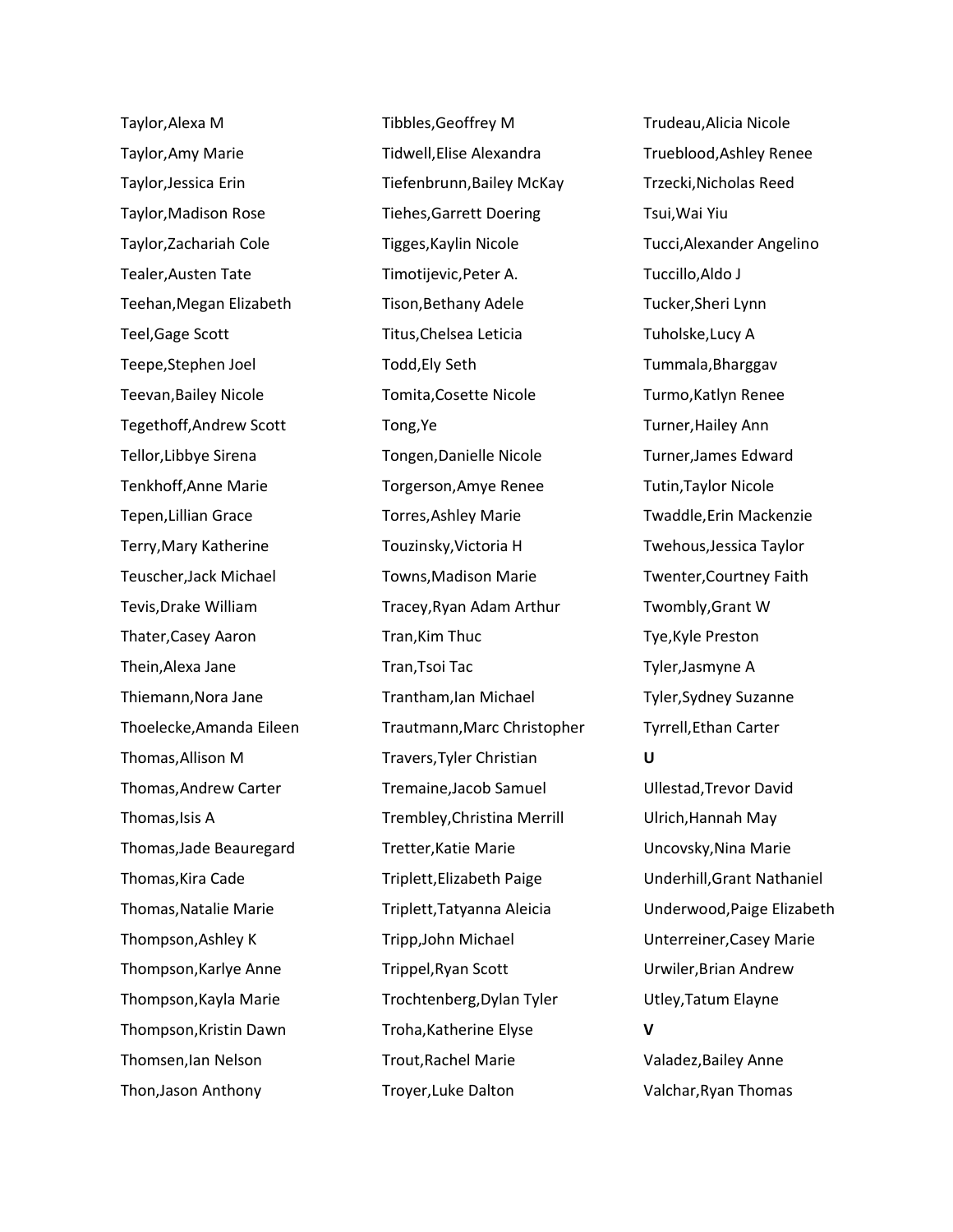Taylor,Alexa M

Taylor,Amy Marie

Taylor,Jessica Erin

Taylor,Madison Rose

Taylor,Zachariah Cole

Tealer,Austen Tate

Teehan,Megan Elizabeth

Teel,Gage Scott

Teepe,Stephen Joel

Teevan,Bailey Nicole

Tegethoff,Andrew Scott

Tellor,Libbye Sirena

Tenkhoff,Anne Marie

Tepen,Lillian Grace

Terry,Mary Katherine

Teuscher,Jack Michael

Tevis,Drake William

Thater,Casey Aaron

Thein,Alexa Jane

Thiemann,Nora Jane

Thoelecke,Amanda Eileen

Thomas,Allison M

Thomas,Andrew Carter

Thomas,Isis A

Thomas,Jade Beauregard

Thomas,Kira Cade

Thomas,Natalie Marie

Thompson,Ashley K

Thompson,Karlye Anne

Thompson,Kayla Marie

Thompson,Kristin Dawn

Thomsen,Ian Nelson

Thon,Jason Anthony

Tibbles,Geoffrey M

Tidwell,Elise Alexandra

Tiefenbrunn,Bailey McKay

Tiehes,Garrett Doering

Tigges,Kaylin Nicole

Timotijevic,Peter A.

Tison,Bethany Adele

Titus,Chelsea Leticia

Todd,Ely Seth

Tomita,Cosette Nicole

Tong,Ye

Tongen,Danielle Nicole

Torgerson,Amye Renee

Torres,Ashley Marie

Touzinsky,Victoria H

Towns,Madison Marie

Tracey,Ryan Adam Arthur

Tran,Kim Thuc

Tran,Tsoi Tac

Trantham,Ian Michael

Trautmann,Marc Christopher

Travers,Tyler Christian

Tremaine,Jacob Samuel

Trembley,Christina Merrill

Tretter,Katie Marie

Triplett,Elizabeth Paige

Triplett,Tatyanna Aleicia

Tripp,John Michael

Trippel,Ryan Scott

Trochtenberg,Dylan Tyler

Troha,Katherine Elyse

Trout,Rachel Marie

Troyer,Luke Dalton

Trudeau,Alicia Nicole

Trueblood,Ashley Renee

Trzecki,Nicholas Reed

Tsui,Wai Yiu

Tucci,Alexander Angelino

Tuccillo,Aldo J

Tucker,Sheri Lynn

Tuholske,Lucy A

Tummala,Bharggav

Turmo,Katlyn Renee

Turner,Hailey Ann

Turner,James Edward

Tutin,Taylor Nicole

Twaddle,Erin Mackenzie

Twehous,Jessica Taylor

Twenter,Courtney Faith

Twombly,Grant W

Tye,Kyle Preston

Tyler,Jasmyne A

Tyler,Sydney Suzanne

Tyrrell,Ethan Carter

**U**

Ullestad,Trevor David

Ulrich,Hannah May

Uncovsky,Nina Marie

Underhill,Grant Nathaniel

Underwood,Paige Elizabeth

Unterreiner,Casey Marie

Urwiler,Brian Andrew

Utley,Tatum Elayne

**V**

Valadez,Bailey Anne

Valchar,Ryan Thomas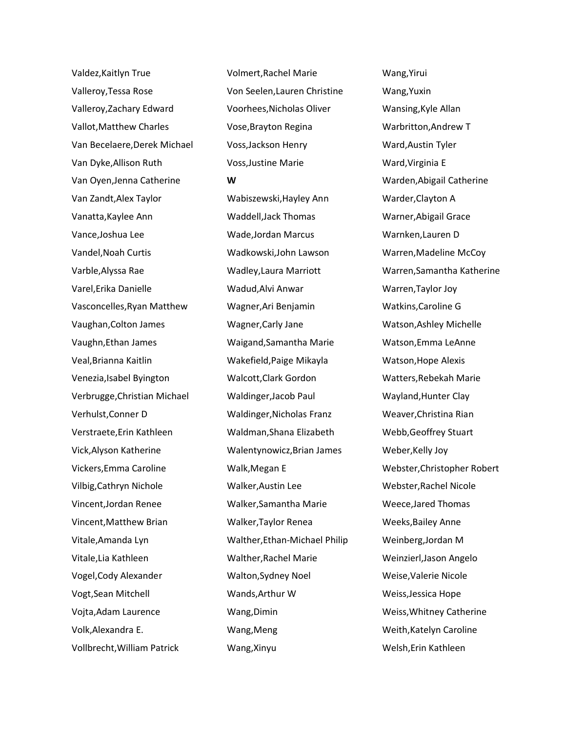Valdez,Kaitlyn True
Valleroy,Tessa Rose
Valleroy,Zachary Edward
Vallot,Matthew Charles
Van Becelaere,Derek Michael
Van Dyke,Allison Ruth
Van Oyen,Jenna Catherine
Van Zandt,Alex Taylor
Vanatta,Kaylee Ann
Vance,Joshua Lee
Vandel,Noah Curtis
Varble,Alyssa Rae
Varel,Erika Danielle
Vasconcelles,Ryan Matthew
Vaughan,Colton James
Vaughn,Ethan James
Veal,Brianna Kaitlin
Venezia,Isabel Byington
Verbrugge,Christian Michael
Verhulst,Conner D
Verstraete,Erin Kathleen
Vick,Alyson Katherine
Vickers,Emma Caroline
Vilbig,Cathryn Nichole
Vincent,Jordan Renee
Vincent,Matthew Brian
Vitale,Amanda Lyn
Vitale,Lia Kathleen
Vogel,Cody Alexander
Vogt,Sean Mitchell
Vojta,Adam Laurence
Volk,Alexandra E.
Vollbrecht,William Patrick
Volmert,Rachel Marie
Von Seelen,Lauren Christine
Voorhees,Nicholas Oliver
Vose,Brayton Regina
Voss,Jackson Henry
Voss,Justine Marie

**W**

Wabiszewski,Hayley Ann
Waddell,Jack Thomas
Wade,Jordan Marcus
Wadkowski,John Lawson
Wadley,Laura Marriott
Wadud,Alvi Anwar
Wagner,Ari Benjamin
Wagner,Carly Jane
Waigand,Samantha Marie
Wakefield,Paige Mikayla
Walcott,Clark Gordon
Waldinger,Jacob Paul
Waldinger,Nicholas Franz
Waldman,Shana Elizabeth
Walentynowicz,Brian James
Walk,Megan E
Walker,Austin Lee
Walker,Samantha Marie
Walker,Taylor Renea
Walther,Ethan-Michael Philip
Walther,Rachel Marie
Walton,Sydney Noel
Wands,Arthur W
Wang,Dimin
Wang,Meng
Wang,Xinyu
Wang,Yirui
Wang,Yuxin
Wansing,Kyle Allan
Warbritton,Andrew T
Ward,Austin Tyler
Ward,Virginia E
Warden,Abigail Catherine
Warder,Clayton A
Warner,Abigail Grace
Warnken,Lauren D
Warren,Madeline McCoy
Warren,Samantha Katherine
Warren,Taylor Joy
Watkins,Caroline G
Watson,Ashley Michelle
Watson,Emma LeAnne
Watson,Hope Alexis
Watters,Rebekah Marie
Wayland,Hunter Clay
Weaver,Christina Rian
Webb,Geoffrey Stuart
Weber,Kelly Joy
Webster,Christopher Robert
Webster,Rachel Nicole
Weece,Jared Thomas
Weeks,Bailey Anne
Weinberg,Jordan M
Weinzierl,Jason Angelo
Weise,Valerie Nicole
Weiss,Jessica Hope
Weiss,Whitney Catherine
Weith,Katelyn Caroline
Welsh,Erin Kathleen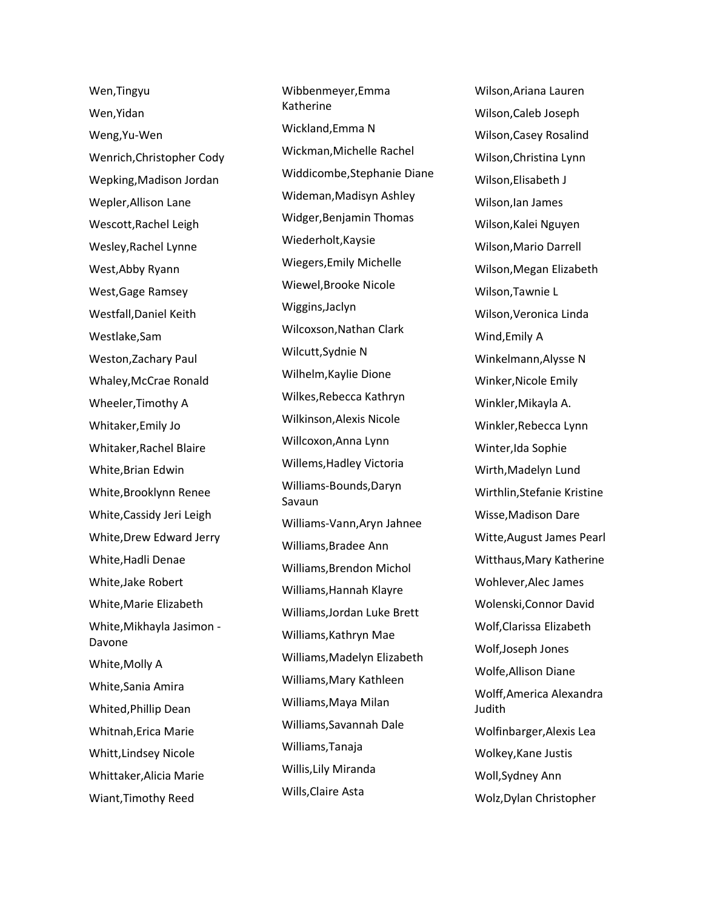Wen,Tingyu

Wen,Yidan

Weng,Yu-Wen

Wenrich,Christopher Cody

Wepking,Madison Jordan

Wepler,Allison Lane

Wescott,Rachel Leigh

Wesley,Rachel Lynne

West,Abby Ryann

West,Gage Ramsey

Westfall,Daniel Keith

Westlake,Sam

Weston,Zachary Paul

Whaley,McCrae Ronald

Wheeler,Timothy A

Whitaker,Emily Jo

Whitaker,Rachel Blaire

White,Brian Edwin

White,Brooklynn Renee

White,Cassidy Jeri Leigh

White,Drew Edward Jerry

White,Hadli Denae

White,Jake Robert

White,Marie Elizabeth

White,Mikhayla Jasimon - Davone

White,Molly A

White,Sania Amira

Whited,Phillip Dean

Whitnah,Erica Marie

Whitt,Lindsey Nicole

Whittaker,Alicia Marie

Wiant,Timothy Reed

Wibbenmeyer,Emma Katherine

Wickland,Emma N

Wickman,Michelle Rachel

Widdicombe,Stephanie Diane

Wideman,Madisyn Ashley

Widger,Benjamin Thomas

Wiederholt,Kaysie

Wiegers,Emily Michelle

Wiewel,Brooke Nicole

Wiggins,Jaclyn

Wilcoxson,Nathan Clark

Wilcutt,Sydnie N

Wilhelm,Kaylie Dione

Wilkes,Rebecca Kathryn

Wilkinson,Alexis Nicole

Willcoxon,Anna Lynn

Willems,Hadley Victoria

Williams-Bounds,Daryn Savaun

Williams-Vann,Aryn Jahnee

Williams,Bradee Ann

Williams,Brendon Michol

Williams,Hannah Klayre

Williams,Jordan Luke Brett

Williams,Kathryn Mae

Williams,Madelyn Elizabeth

Williams,Mary Kathleen

Williams,Maya Milan

Williams,Savannah Dale

Williams,Tanaja

Willis,Lily Miranda

Wills,Claire Asta

Wilson,Ariana Lauren

Wilson,Caleb Joseph

Wilson,Casey Rosalind

Wilson,Christina Lynn

Wilson,Elisabeth J

Wilson,Ian James

Wilson,Kalei Nguyen

Wilson,Mario Darrell

Wilson,Megan Elizabeth

Wilson,Tawnie L

Wilson,Veronica Linda

Wind,Emily A

Winkelmann,Alysse N

Winker,Nicole Emily

Winkler,Mikayla A.

Winkler,Rebecca Lynn

Winter,Ida Sophie

Wirth,Madelyn Lund

Wirthlin,Stefanie Kristine

Wisse,Madison Dare

Witte,August James Pearl

Witthaus,Mary Katherine

Wohlever,Alec James

Wolenski,Connor David

Wolf,Clarissa Elizabeth

Wolf,Joseph Jones

Wolfe,Allison Diane

Wolff,America Alexandra Judith

Wolfinbarger,Alexis Lea

Wolkey,Kane Justis

Woll,Sydney Ann

Wolz,Dylan Christopher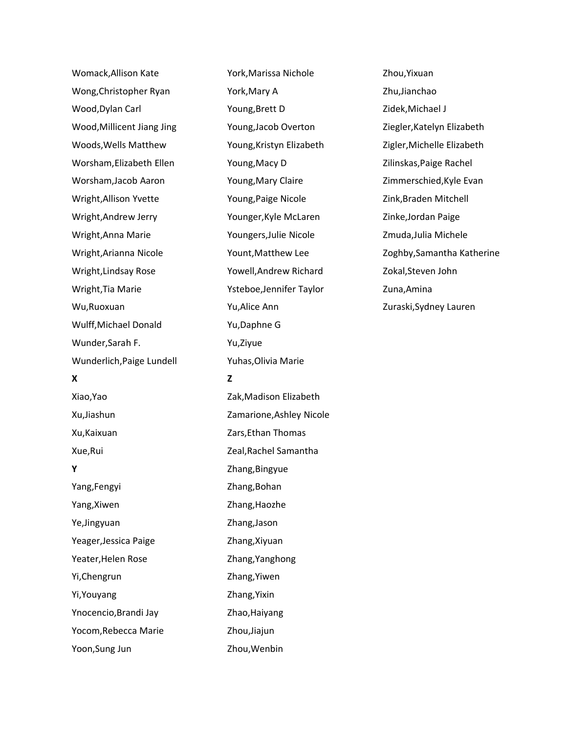Womack,Allison Kate

Wong,Christopher Ryan

Wood,Dylan Carl

Wood,Millicent Jiang Jing

Woods,Wells Matthew

Worsham,Elizabeth Ellen

Worsham,Jacob Aaron

Wright,Allison Yvette

Wright,Andrew Jerry

Wright,Anna Marie

Wright,Arianna Nicole

Wright,Lindsay Rose

Wright,Tia Marie

Wu,Ruoxuan

Wulff,Michael Donald

Wunder,Sarah F.

Wunderlich,Paige Lundell

**X**

Xiao,Yao

Xu,Jiashun

Xu,Kaixuan

Xue,Rui

**Y**

Yang,Fengyi

Yang,Xiwen

Ye,Jingyuan

Yeager,Jessica Paige

Yeater,Helen Rose

Yi,Chengrun

Yi,Youyang

Ynocencio,Brandi Jay

Yocom,Rebecca Marie

Yoon,Sung Jun

York,Marissa Nichole

York,Mary A

Young,Brett D

Young,Jacob Overton

Young,Kristyn Elizabeth

Young,Macy D

Young,Mary Claire

Young,Paige Nicole

Younger,Kyle McLaren

Youngers,Julie Nicole

Yount,Matthew Lee

Yowell,Andrew Richard

Ysteboe,Jennifer Taylor

Yu,Alice Ann

Yu,Daphne G

Yu,Ziyue

Yuhas,Olivia Marie

**Z**

Zak,Madison Elizabeth

Zamarione,Ashley Nicole

Zars,Ethan Thomas

Zeal,Rachel Samantha

Zhang,Bingyue

Zhang,Bohan

Zhang,Haozhe

Zhang,Jason

Zhang,Xiyuan

Zhang,Yanghong

Zhang,Yiwen

Zhang,Yixin

Zhao,Haiyang

Zhou,Jiajun

Zhou,Wenbin

Zhou,Yixuan

Zhu,Jianchao

Zidek,Michael J

Ziegler,Katelyn Elizabeth

Zigler,Michelle Elizabeth

Zilinskas,Paige Rachel

Zimmerschied,Kyle Evan

Zink,Braden Mitchell

Zinke,Jordan Paige

Zmuda,Julia Michele

Zoghby,Samantha Katherine

Zokal,Steven John

Zuna,Amina

Zuraski,Sydney Lauren